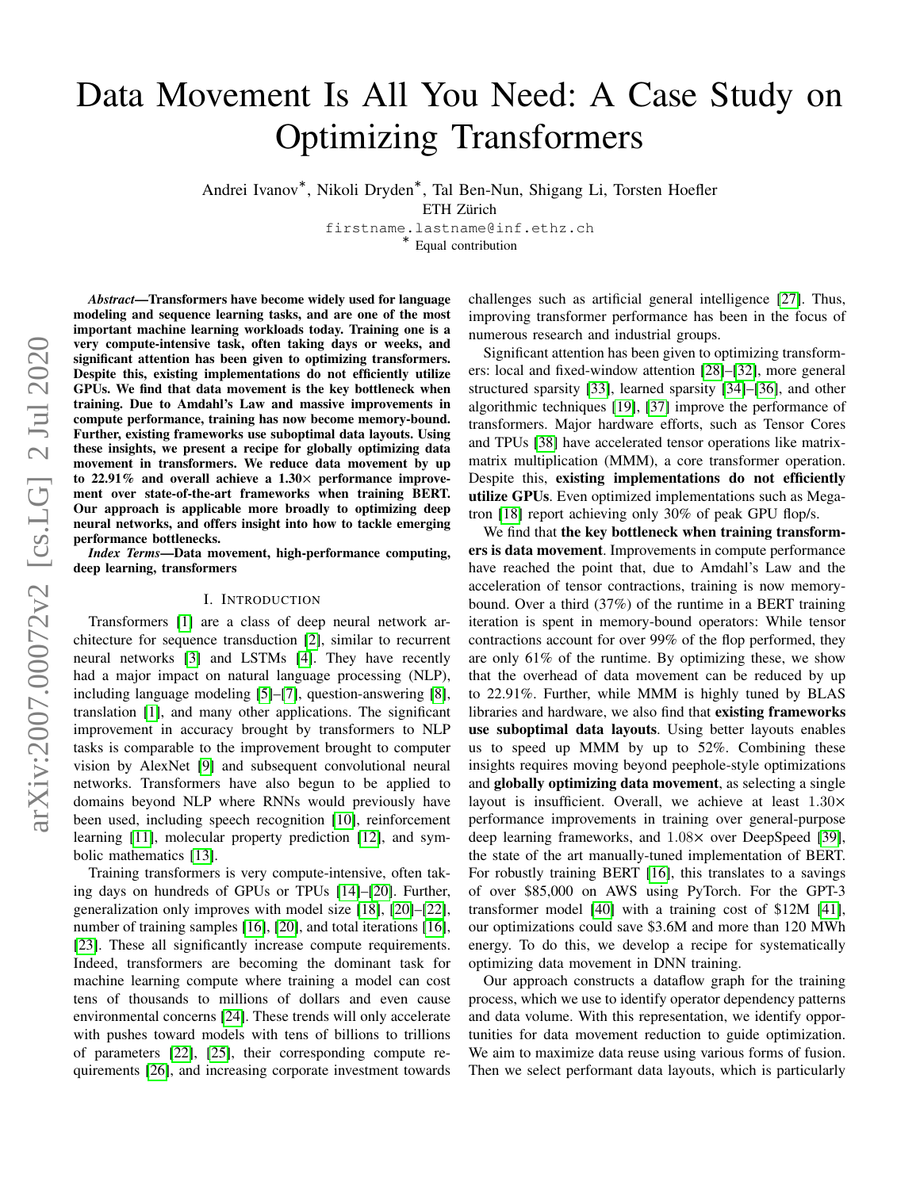# Data Movement Is All You Need: A Case Study on Optimizing Transformers

Andrei Ivanov*, Nikoli Dryden*, Tal Ben-Nun, Shigang Li, Torsten Hoefler

ETH Zürich

firstname.lastname@inf.ethz.ch

* Equal contribution

***Abstract*—Transformers have become widely used for language modeling and sequence learning tasks, and are one of the most important machine learning workloads today. Training one is a very compute-intensive task, often taking days or weeks, and significant attention has been given to optimizing transformers. Despite this, existing implementations do not efficiently utilize GPUs. We find that data movement is the key bottleneck when training. Due to Amdahl's Law and massive improvements in compute performance, training has now become memory-bound. Further, existing frameworks use suboptimal data layouts. Using these insights, we present a recipe for globally optimizing data movement in transformers. We reduce data movement by up to 22.91% and overall achieve a 1.30× performance improvement over state-of-the-art frameworks when training BERT. Our approach is applicable more broadly to optimizing deep neural networks, and offers insight into how to tackle emerging performance bottlenecks.**

***Index Terms*—Data movement, high-performance computing, deep learning, transformers**

## I. Introduction

Transformers [1] are a class of deep neural network architecture for sequence transduction [2], similar to recurrent neural networks [3] and LSTMs [4]. They have recently had a major impact on natural language processing (NLP), including language modeling [5]–[7], question-answering [8], translation [1], and many other applications. The significant improvement in accuracy brought by transformers to NLP tasks is comparable to the improvement brought to computer vision by AlexNet [9] and subsequent convolutional neural networks. Transformers have also begun to be applied to domains beyond NLP where RNNs would previously have been used, including speech recognition [10], reinforcement learning [11], molecular property prediction [12], and symbolic mathematics [13].

Training transformers is very compute-intensive, often taking days on hundreds of GPUs or TPUs [14]–[20]. Further, generalization only improves with model size [18], [20]–[22], number of training samples [16], [20], and total iterations [16], [23]. These all significantly increase compute requirements. Indeed, transformers are becoming the dominant task for machine learning compute where training a model can cost tens of thousands to millions of dollars and even cause environmental concerns [24]. These trends will only accelerate with pushes toward models with tens of billions to trillions of parameters [22], [25], their corresponding compute requirements [26], and increasing corporate investment towards challenges such as artificial general intelligence [27]. Thus, improving transformer performance has been in the focus of numerous research and industrial groups.

Significant attention has been given to optimizing transformers: local and fixed-window attention [28]–[32], more general structured sparsity [33], learned sparsity [34]–[36], and other algorithmic techniques [19], [37] improve the performance of transformers. Major hardware efforts, such as Tensor Cores and TPUs [38] have accelerated tensor operations like matrix-matrix multiplication (MMM), a core transformer operation. Despite this, **existing implementations do not efficiently utilize GPUs**. Even optimized implementations such as Megatron [18] report achieving only 30% of peak GPU flop/s.

We find that **the key bottleneck when training transformers is data movement**. Improvements in compute performance have reached the point that, due to Amdahl's Law and the acceleration of tensor contractions, training is now memory-bound. Over a third (37%) of the runtime in a BERT training iteration is spent in memory-bound operators: While tensor contractions account for over 99% of the flop performed, they are only 61% of the runtime. By optimizing these, we show that the overhead of data movement can be reduced by up to 22.91%. Further, while MMM is highly tuned by BLAS libraries and hardware, we also find that **existing frameworks use suboptimal data layouts**. Using better layouts enables us to speed up MMM by up to 52%. Combining these insights requires moving beyond peephole-style optimizations and **globally optimizing data movement**, as selecting a single layout is insufficient. Overall, we achieve at least 1.30× performance improvements in training over general-purpose deep learning frameworks, and 1.08× over DeepSpeed [39], the state of the art manually-tuned implementation of BERT. For robustly training BERT [16], this translates to a savings of over $85,000 on AWS using PyTorch. For the GPT-3 transformer model [40] with a training cost of $12M [41], our optimizations could save $3.6M and more than 120 MWh energy. To do this, we develop a recipe for systematically optimizing data movement in DNN training.

Our approach constructs a dataflow graph for the training process, which we use to identify operator dependency patterns and data volume. With this representation, we identify opportunities for data movement reduction to guide optimization. We aim to maximize data reuse using various forms of fusion. Then we select performant data layouts, which is particularly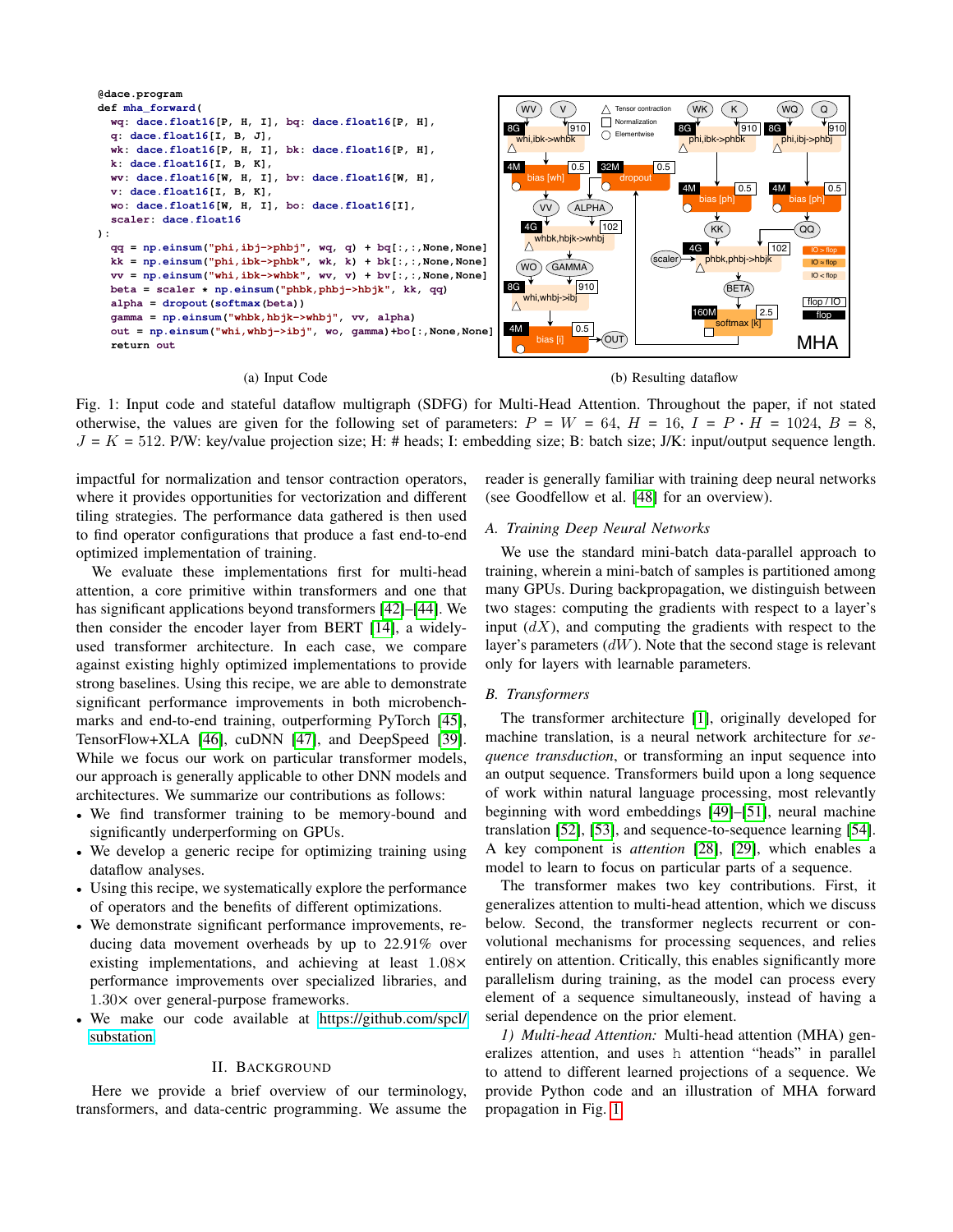```python
@dace.program
def mha_forward(
    wq: dace.float16[P, H, I], bq: dace.float16[P, H],
    q: dace.float16[I, B, J],
    wk: dace.float16[P, H, I], bk: dace.float16[P, H],
    k: dace.float16[I, B, K],
    wv: dace.float16[W, H, I], bv: dace.float16[W, H],
    v: dace.float16[I, B, K],
    wo: dace.float16[W, H, I], bo: dace.float16[I],
    scaler: dace.float16
):
    qq = np.einsum("phi,ibj->phbj", wq, q) + bq[:,:,None,None]
    kk = np.einsum("phi,ibk->phbk", wk, k) + bk[:,:,None,None]
    vv = np.einsum("whi,ibk->whbk", wv, v) + bv[:,:,None,None]
    beta = scaler * np.einsum("phbk,phbj->hbjk", kk, qq)
    alpha = dropout(softmax(beta))
    gamma = np.einsum("whbk,hbjk->whbj", vv, alpha)
    out = np.einsum("whi,whbj->ibj", wo, gamma)+bo[:,None,None]
    return out
```

(a) Input Code

(b) Resulting dataflow

Fig. 1: Input code and stateful dataflow multigraph (SDFG) for Multi-Head Attention. Throughout the paper, if not stated otherwise, the values are given for the following set of parameters: $P = W = 64$, $H = 16$, $I = P \cdot H = 1024$, $B = 8$, $J = K = 512$. P/W: key/value projection size; H: # heads; I: embedding size; B: batch size; J/K: input/output sequence length.

impactful for normalization and tensor contraction operators, where it provides opportunities for vectorization and different tiling strategies. The performance data gathered is then used to find operator configurations that produce a fast end-to-end optimized implementation of training.

We evaluate these implementations first for multi-head attention, a core primitive within transformers and one that has significant applications beyond transformers [42]–[44]. We then consider the encoder layer from BERT [14], a widely-used transformer architecture. In each case, we compare against existing highly optimized implementations to provide strong baselines. Using this recipe, we are able to demonstrate significant performance improvements in both microbenchmarks and end-to-end training, outperforming PyTorch [45], TensorFlow+XLA [46], cuDNN [47], and DeepSpeed [39]. While we focus our work on particular transformer models, our approach is generally applicable to other DNN models and architectures. We summarize our contributions as follows:

- We find transformer training to be memory-bound and significantly underperforming on GPUs.
- We develop a generic recipe for optimizing training using dataflow analyses.
- Using this recipe, we systematically explore the performance of operators and the benefits of different optimizations.
- We demonstrate significant performance improvements, reducing data movement overheads by up to 22.91% over existing implementations, and achieving at least 1.08× performance improvements over specialized libraries, and 1.30× over general-purpose frameworks.
- We make our code available at https://github.com/spcl/substation.

## II. Background

Here we provide a brief overview of our terminology, transformers, and data-centric programming. We assume the reader is generally familiar with training deep neural networks (see Goodfellow et al. [48] for an overview).

### A. Training Deep Neural Networks

We use the standard mini-batch data-parallel approach to training, wherein a mini-batch of samples is partitioned among many GPUs. During backpropagation, we distinguish between two stages: computing the gradients with respect to a layer's input ($dX$), and computing the gradients with respect to the layer's parameters ($dW$). Note that the second stage is relevant only for layers with learnable parameters.

### B. Transformers

The transformer architecture [1], originally developed for machine translation, is a neural network architecture for *sequence transduction*, or transforming an input sequence into an output sequence. Transformers build upon a long sequence of work within natural language processing, most relevantly beginning with word embeddings [49]–[51], neural machine translation [52], [53], and sequence-to-sequence learning [54]. A key component is *attention* [28], [29], which enables a model to learn to focus on particular parts of a sequence.

The transformer makes two key contributions. First, it generalizes attention to multi-head attention, which we discuss below. Second, the transformer neglects recurrent or convolutional mechanisms for processing sequences, and relies entirely on attention. Critically, this enables significantly more parallelism during training, as the model can process every element of a sequence simultaneously, instead of having a serial dependence on the prior element.

*1) Multi-head Attention:* Multi-head attention (MHA) generalizes attention, and uses h attention "heads" in parallel to attend to different learned projections of a sequence. We provide Python code and an illustration of MHA forward propagation in Fig. 1.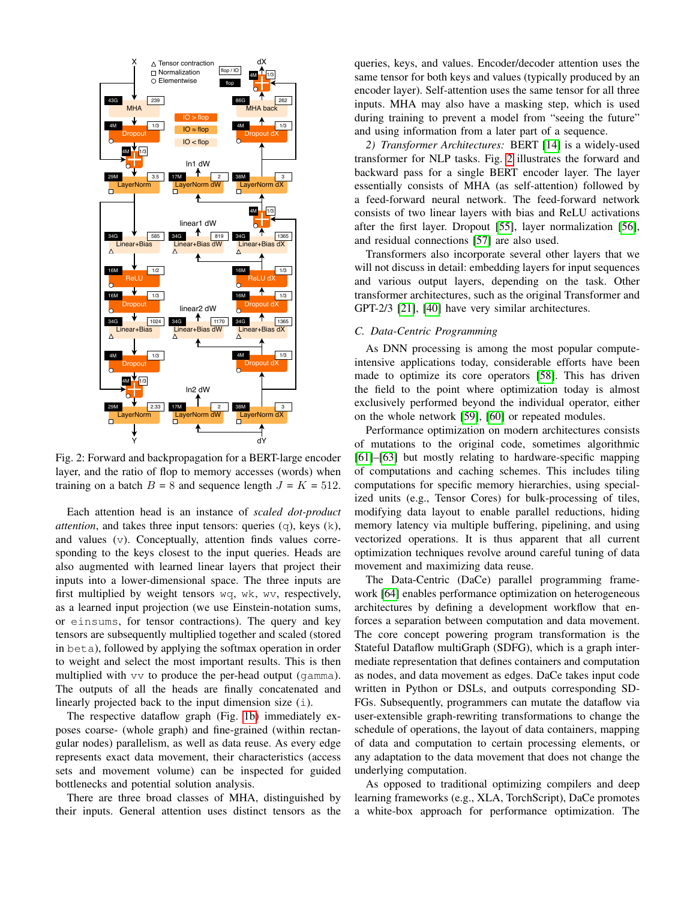Fig. 2: Forward and backpropagation for a BERT-large encoder layer, and the ratio of flop to memory accesses (words) when training on a batch $B = 8$ and sequence length $J = K = 512$.

Each attention head is an instance of *scaled dot-product attention*, and takes three input tensors: queries (q), keys (k), and values (v). Conceptually, attention finds values corresponding to the keys closest to the input queries. Heads are also augmented with learned linear layers that project their inputs into a lower-dimensional space. The three inputs are first multiplied by weight tensors wq, wk, wv, respectively, as a learned input projection (we use Einstein-notation sums, or einsums, for tensor contractions). The query and key tensors are subsequently multiplied together and scaled (stored in beta), followed by applying the softmax operation in order to weight and select the most important results. This is then multiplied with vv to produce the per-head output (gamma). The outputs of all the heads are finally concatenated and linearly projected back to the input dimension size (i).

The respective dataflow graph (Fig. 1b) immediately exposes coarse- (whole graph) and fine-grained (within rectangular nodes) parallelism, as well as data reuse. As every edge represents exact data movement, their characteristics (access sets and movement volume) can be inspected for guided bottlenecks and potential solution analysis.

There are three broad classes of MHA, distinguished by their inputs. General attention uses distinct tensors as the queries, keys, and values. Encoder/decoder attention uses the same tensor for both keys and values (typically produced by an encoder layer). Self-attention uses the same tensor for all three inputs. MHA may also have a masking step, which is used during training to prevent a model from "seeing the future" and using information from a later part of a sequence.

*2) Transformer Architectures:* BERT [14] is a widely-used transformer for NLP tasks. Fig. 2 illustrates the forward and backward pass for a single BERT encoder layer. The layer essentially consists of MHA (as self-attention) followed by a feed-forward neural network. The feed-forward network consists of two linear layers with bias and ReLU activations after the first layer. Dropout [55], layer normalization [56], and residual connections [57] are also used.

Transformers also incorporate several other layers that we will not discuss in detail: embedding layers for input sequences and various output layers, depending on the task. Other transformer architectures, such as the original Transformer and GPT-2/3 [21], [40] have very similar architectures.

### C. Data-Centric Programming

As DNN processing is among the most popular compute-intensive applications today, considerable efforts have been made to optimize its core operators [58]. This has driven the field to the point where optimization today is almost exclusively performed beyond the individual operator, either on the whole network [59], [60] or repeated modules.

Performance optimization on modern architectures consists of mutations to the original code, sometimes algorithmic [61]–[63] but mostly relating to hardware-specific mapping of computations and caching schemes. This includes tiling computations for specific memory hierarchies, using specialized units (e.g., Tensor Cores) for bulk-processing of tiles, modifying data layout to enable parallel reductions, hiding memory latency via multiple buffering, pipelining, and using vectorized operations. It is thus apparent that all current optimization techniques revolve around careful tuning of data movement and maximizing data reuse.

The Data-Centric (DaCe) parallel programming framework [64] enables performance optimization on heterogeneous architectures by defining a development workflow that enforces a separation between computation and data movement. The core concept powering program transformation is the Stateful Dataflow multiGraph (SDFG), which is a graph intermediate representation that defines containers and computation as nodes, and data movement as edges. DaCe takes input code written in Python or DSLs, and outputs corresponding SDFGs. Subsequently, programmers can mutate the dataflow via user-extensible graph-rewriting transformations to change the schedule of operations, the layout of data containers, mapping of data and computation to certain processing elements, or any adaptation to the data movement that does not change the underlying computation.

As opposed to traditional optimizing compilers and deep learning frameworks (e.g., XLA, TorchScript), DaCe promotes a white-box approach for performance optimization. The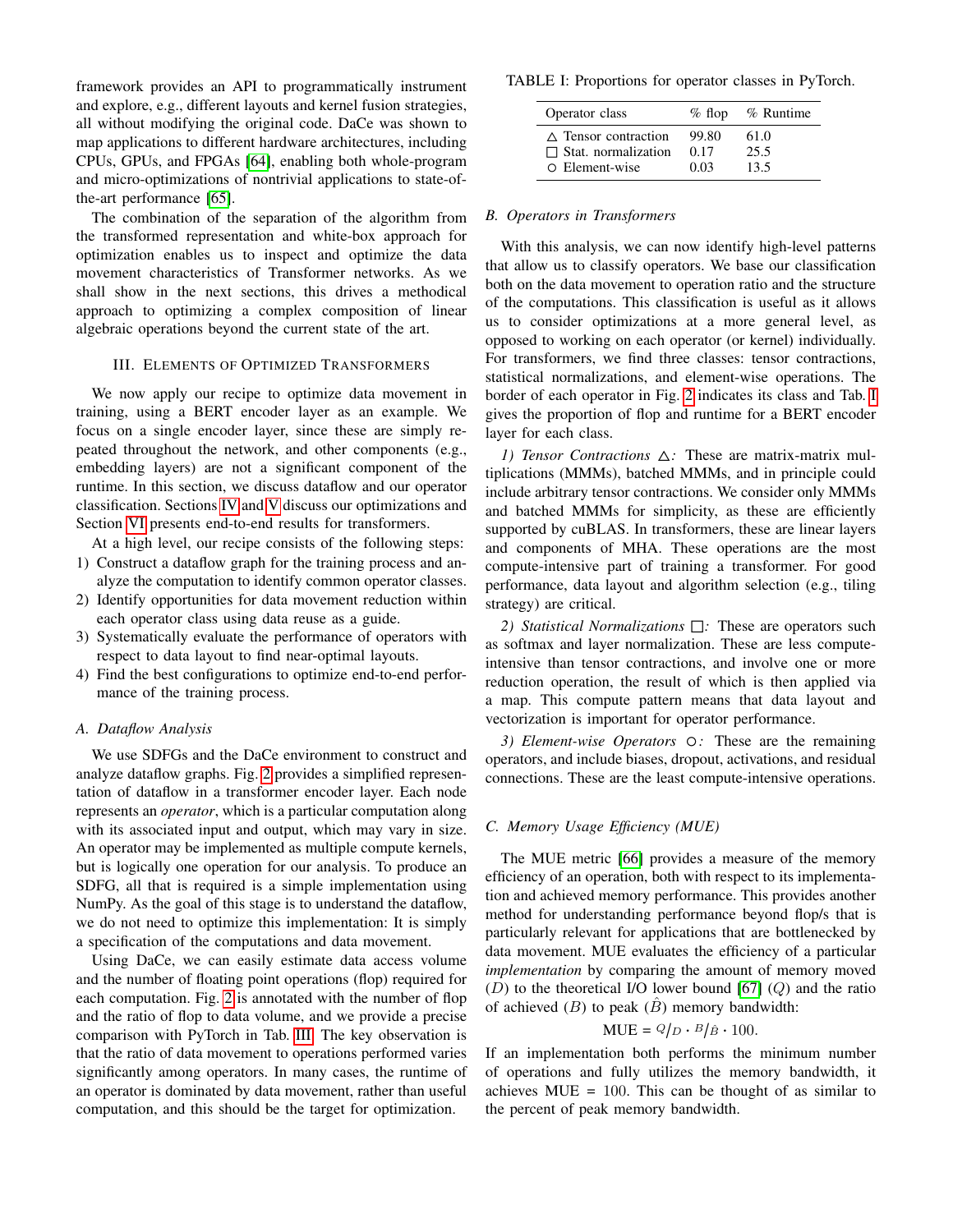framework provides an API to programmatically instrument and explore, e.g., different layouts and kernel fusion strategies, all without modifying the original code. DaCe was shown to map applications to different hardware architectures, including CPUs, GPUs, and FPGAs [64], enabling both whole-program and micro-optimizations of nontrivial applications to state-of-the-art performance [65].

The combination of the separation of the algorithm from the transformed representation and white-box approach for optimization enables us to inspect and optimize the data movement characteristics of Transformer networks. As we shall show in the next sections, this drives a methodical approach to optimizing a complex composition of linear algebraic operations beyond the current state of the art.

## III. Elements of Optimized Transformers

We now apply our recipe to optimize data movement in training, using a BERT encoder layer as an example. We focus on a single encoder layer, since these are simply repeated throughout the network, and other components (e.g., embedding layers) are not a significant component of the runtime. In this section, we discuss dataflow and our operator classification. Sections IV and V discuss our optimizations and Section VI presents end-to-end results for transformers.

At a high level, our recipe consists of the following steps:

1) Construct a dataflow graph for the training process and analyze the computation to identify common operator classes.
2) Identify opportunities for data movement reduction within each operator class using data reuse as a guide.
3) Systematically evaluate the performance of operators with respect to data layout to find near-optimal layouts.
4) Find the best configurations to optimize end-to-end performance of the training process.

### A. Dataflow Analysis

We use SDFGs and the DaCe environment to construct and analyze dataflow graphs. Fig. 2 provides a simplified representation of dataflow in a transformer encoder layer. Each node represents an *operator*, which is a particular computation along with its associated input and output, which may vary in size. An operator may be implemented as multiple compute kernels, but is logically one operation for our analysis. To produce an SDFG, all that is required is a simple implementation using NumPy. As the goal of this stage is to understand the dataflow, we do not need to optimize this implementation: It is simply a specification of the computations and data movement.

Using DaCe, we can easily estimate data access volume and the number of floating point operations (flop) required for each computation. Fig. 2 is annotated with the number of flop and the ratio of flop to data volume, and we provide a precise comparison with PyTorch in Tab. III. The key observation is that the ratio of data movement to operations performed varies significantly among operators. In many cases, the runtime of an operator is dominated by data movement, rather than useful computation, and this should be the target for optimization.

TABLE I: Proportions for operator classes in PyTorch.

| Operator class | % flop | % Runtime |
|---|---|---|
| △ Tensor contraction | 99.80 | 61.0 |
| □ Stat. normalization | 0.17 | 25.5 |
| ○ Element-wise | 0.03 | 13.5 |

### B. Operators in Transformers

With this analysis, we can now identify high-level patterns that allow us to classify operators. We base our classification both on the data movement to operation ratio and the structure of the computations. This classification is useful as it allows us to consider optimizations at a more general level, as opposed to working on each operator (or kernel) individually. For transformers, we find three classes: tensor contractions, statistical normalizations, and element-wise operations. The border of each operator in Fig. 2 indicates its class and Tab. I gives the proportion of flop and runtime for a BERT encoder layer for each class.

*1) Tensor Contractions* △*:* These are matrix-matrix multiplications (MMMs), batched MMMs, and in principle could include arbitrary tensor contractions. We consider only MMMs and batched MMMs for simplicity, as these are efficiently supported by cuBLAS. In transformers, these are linear layers and components of MHA. These operations are the most compute-intensive part of training a transformer. For good performance, data layout and algorithm selection (e.g., tiling strategy) are critical.

*2) Statistical Normalizations* □*:* These are operators such as softmax and layer normalization. These are less compute-intensive than tensor contractions, and involve one or more reduction operation, the result of which is then applied via a map. This compute pattern means that data layout and vectorization is important for operator performance.

*3) Element-wise Operators* ○*:* These are the remaining operators, and include biases, dropout, activations, and residual connections. These are the least compute-intensive operations.

### C. Memory Usage Efficiency (MUE)

The MUE metric [66] provides a measure of the memory efficiency of an operation, both with respect to its implementation and achieved memory performance. This provides another method for understanding performance beyond flop/s that is particularly relevant for applications that are bottlenecked by data movement. MUE evaluates the efficiency of a particular *implementation* by comparing the amount of memory moved ($D$) to the theoretical I/O lower bound [67] ($Q$) and the ratio of achieved ($B$) to peak ($\hat{B}$) memory bandwidth:

$$\text{MUE} = {}^{Q}\!/_{D} \cdot {}^{B}\!/_{\hat{B}} \cdot 100.$$

If an implementation both performs the minimum number of operations and fully utilizes the memory bandwidth, it achieves MUE = 100. This can be thought of as similar to the percent of peak memory bandwidth.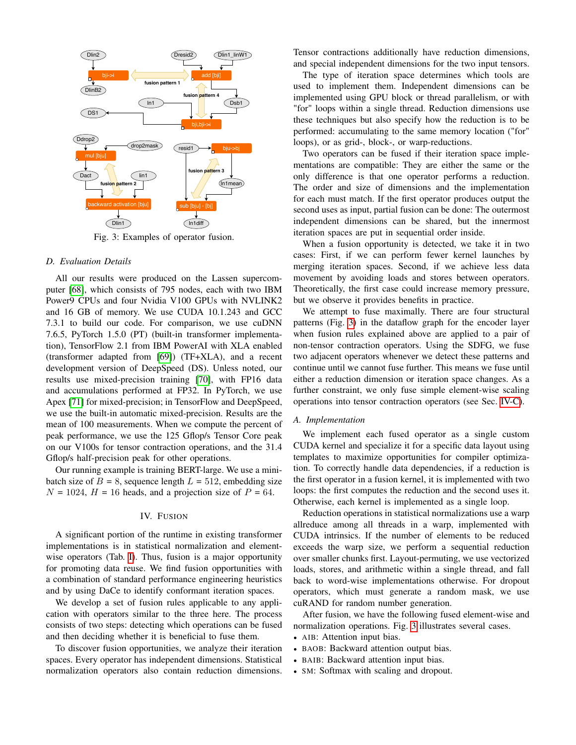Fig. 3: Examples of operator fusion.

### D. Evaluation Details

All our results were produced on the Lassen supercomputer [68], which consists of 795 nodes, each with two IBM Power9 CPUs and four Nvidia V100 GPUs with NVLINK2 and 16 GB of memory. We use CUDA 10.1.243 and GCC 7.3.1 to build our code. For comparison, we use cuDNN 7.6.5, PyTorch 1.5.0 (PT) (built-in transformer implementation), TensorFlow 2.1 from IBM PowerAI with XLA enabled (transformer adapted from [69]) (TF+XLA), and a recent development version of DeepSpeed (DS). Unless noted, our results use mixed-precision training [70], with FP16 data and accumulations performed at FP32. In PyTorch, we use Apex [71] for mixed-precision; in TensorFlow and DeepSpeed, we use the built-in automatic mixed-precision. Results are the mean of 100 measurements. When we compute the percent of peak performance, we use the 125 Gflop/s Tensor Core peak on our V100s for tensor contraction operations, and the 31.4 Gflop/s half-precision peak for other operations.

Our running example is training BERT-large. We use a mini-batch size of $B = 8$, sequence length $L = 512$, embedding size $N = 1024$, $H = 16$ heads, and a projection size of $P = 64$.

## IV. Fusion

A significant portion of the runtime in existing transformer implementations is in statistical normalization and element-wise operators (Tab. I). Thus, fusion is a major opportunity for promoting data reuse. We find fusion opportunities with a combination of standard performance engineering heuristics and by using DaCe to identify conformant iteration spaces.

We develop a set of fusion rules applicable to any application with operators similar to the three here. The process consists of two steps: detecting which operations can be fused and then deciding whether it is beneficial to fuse them.

To discover fusion opportunities, we analyze their iteration spaces. Every operator has independent dimensions. Statistical normalization operators also contain reduction dimensions. Tensor contractions additionally have reduction dimensions, and special independent dimensions for the two input tensors.

The type of iteration space determines which tools are used to implement them. Independent dimensions can be implemented using GPU block or thread parallelism, or with "for" loops within a single thread. Reduction dimensions use these techniques but also specify how the reduction is to be performed: accumulating to the same memory location ("for" loops), or as grid-, block-, or warp-reductions.

Two operators can be fused if their iteration space implementations are compatible: They are either the same or the only difference is that one operator performs a reduction. The order and size of dimensions and the implementation for each must match. If the first operator produces output the second uses as input, partial fusion can be done: The outermost independent dimensions can be shared, but the innermost iteration spaces are put in sequential order inside.

When a fusion opportunity is detected, we take it in two cases: First, if we can perform fewer kernel launches by merging iteration spaces. Second, if we achieve less data movement by avoiding loads and stores between operators. Theoretically, the first case could increase memory pressure, but we observe it provides benefits in practice.

We attempt to fuse maximally. There are four structural patterns (Fig. 3) in the dataflow graph for the encoder layer when fusion rules explained above are applied to a pair of non-tensor contraction operators. Using the SDFG, we fuse two adjacent operators whenever we detect these patterns and continue until we cannot fuse further. This means we fuse until either a reduction dimension or iteration space changes. As a further constraint, we only fuse simple element-wise scaling operations into tensor contraction operators (see Sec. IV-C).

### A. Implementation

We implement each fused operator as a single custom CUDA kernel and specialize it for a specific data layout using templates to maximize opportunities for compiler optimization. To correctly handle data dependencies, if a reduction is the first operator in a fusion kernel, it is implemented with two loops: the first computes the reduction and the second uses it. Otherwise, each kernel is implemented as a single loop.

Reduction operations in statistical normalizations use a warp allreduce among all threads in a warp, implemented with CUDA intrinsics. If the number of elements to be reduced exceeds the warp size, we perform a sequential reduction over smaller chunks first. Layout-permuting, we use vectorized loads, stores, and arithmetic within a single thread, and fall back to word-wise implementations otherwise. For dropout operators, which must generate a random mask, we use cuRAND for random number generation.

After fusion, we have the following fused element-wise and normalization operations. Fig. 3 illustrates several cases.

- AIB: Attention input bias.
- BAOB: Backward attention output bias.
- BAIB: Backward attention input bias.
- SM: Softmax with scaling and dropout.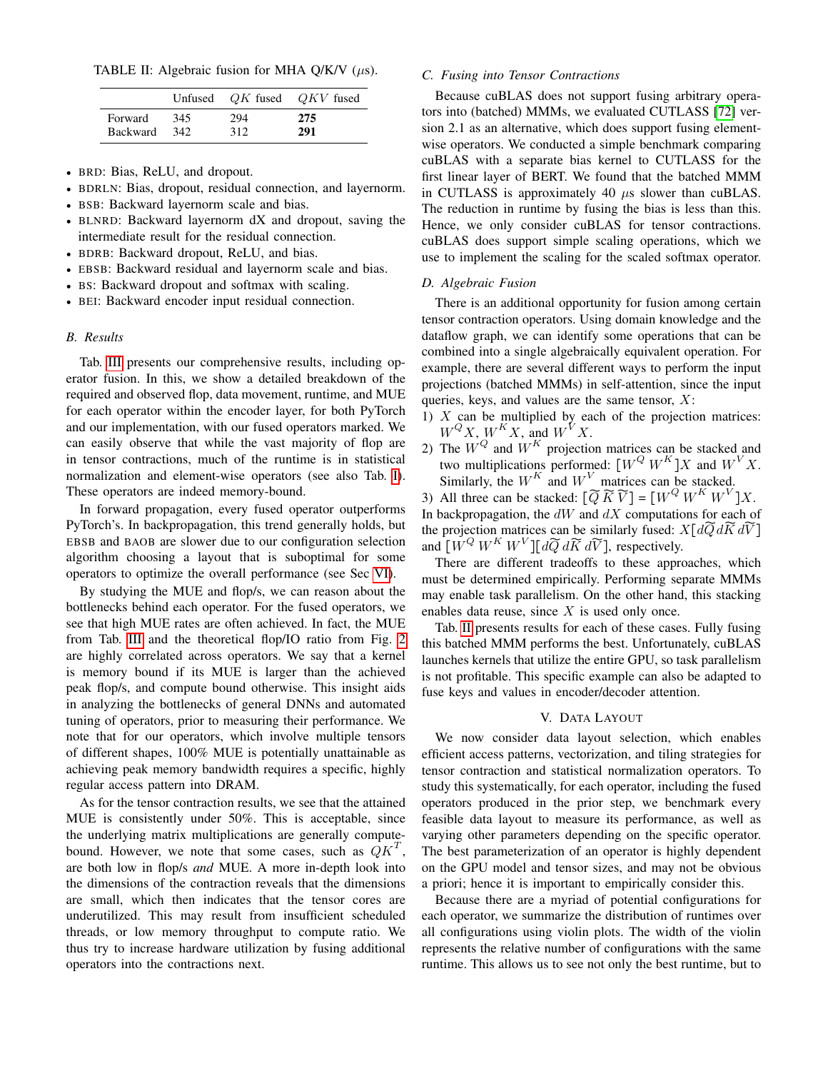TABLE II: Algebraic fusion for MHA Q/K/V ($\mu$s).

| | Unfused | $QK$ fused | $QKV$ fused |
|---|---|---|---|
| Forward | 345 | 294 | **275** |
| Backward | 342 | 312 | **291** |

- BRD: Bias, ReLU, and dropout.
- BDRLN: Bias, dropout, residual connection, and layernorm.
- BSB: Backward layernorm scale and bias.
- BLNRD: Backward layernorm dX and dropout, saving the intermediate result for the residual connection.
- BDRB: Backward dropout, ReLU, and bias.
- EBSB: Backward residual and layernorm scale and bias.
- BS: Backward dropout and softmax with scaling.
- BEI: Backward encoder input residual connection.

### B. Results

Tab. III presents our comprehensive results, including operator fusion. In this, we show a detailed breakdown of the required and observed flop, data movement, runtime, and MUE for each operator within the encoder layer, for both PyTorch and our implementation, with our fused operators marked. We can easily observe that while the vast majority of flop are in tensor contractions, much of the runtime is in statistical normalization and element-wise operators (see also Tab. I). These operators are indeed memory-bound.

In forward propagation, every fused operator outperforms PyTorch's. In backpropagation, this trend generally holds, but EBSB and BAOB are slower due to our configuration selection algorithm choosing a layout that is suboptimal for some operators to optimize the overall performance (see Sec VI).

By studying the MUE and flop/s, we can reason about the bottlenecks behind each operator. For the fused operators, we see that high MUE rates are often achieved. In fact, the MUE from Tab. III and the theoretical flop/IO ratio from Fig. 2 are highly correlated across operators. We say that a kernel is memory bound if its MUE is larger than the achieved peak flop/s, and compute bound otherwise. This insight aids in analyzing the bottlenecks of general DNNs and automated tuning of operators, prior to measuring their performance. We note that for our operators, which involve multiple tensors of different shapes, 100% MUE is potentially unattainable as achieving peak memory bandwidth requires a specific, highly regular access pattern into DRAM.

As for the tensor contraction results, we see that the attained MUE is consistently under 50%. This is acceptable, since the underlying matrix multiplications are generally compute-bound. However, we note that some cases, such as $QK^T$, are both low in flop/s *and* MUE. A more in-depth look into the dimensions of the contraction reveals that the dimensions are small, which then indicates that the tensor cores are underutilized. This may result from insufficient scheduled threads, or low memory throughput to compute ratio. We thus try to increase hardware utilization by fusing additional operators into the contractions next.

### C. Fusing into Tensor Contractions

Because cuBLAS does not support fusing arbitrary operators into (batched) MMMs, we evaluated CUTLASS [72] version 2.1 as an alternative, which does support fusing element-wise operators. We conducted a simple benchmark comparing cuBLAS with a separate bias kernel to CUTLASS for the first linear layer of BERT. We found that the batched MMM in CUTLASS is approximately 40 $\mu$s slower than cuBLAS. The reduction in runtime by fusing the bias is less than this. Hence, we only consider cuBLAS for tensor contractions. cuBLAS does support simple scaling operations, which we use to implement the scaling for the scaled softmax operator.

### D. Algebraic Fusion

There is an additional opportunity for fusion among certain tensor contraction operators. Using domain knowledge and the dataflow graph, we can identify some operations that can be combined into a single algebraically equivalent operation. For example, there are several different ways to perform the input projections (batched MMMs) in self-attention, since the input queries, keys, and values are the same tensor, $X$:

1) $X$ can be multiplied by each of the projection matrices: $W^Q X$, $W^K X$, and $W^V X$.
2) The $W^Q$ and $W^K$ projection matrices can be stacked and two multiplications performed: $[W^Q\, W^K]X$ and $W^V X$. Similarly, the $W^K$ and $W^V$ matrices can be stacked.
3) All three can be stacked: $[\widetilde{Q}\, \widetilde{K}\, \widetilde{V}] = [W^Q\, W^K\, W^V]X$.

In backpropagation, the $dW$ and $dX$ computations for each of the projection matrices can be similarly fused: $X[d\widetilde{Q}\, d\widetilde{K}\, d\widetilde{V}]$ and $[W^Q\, W^K\, W^V][d\widetilde{Q}\, d\widetilde{K}\, d\widetilde{V}]$, respectively.

There are different tradeoffs to these approaches, which must be determined empirically. Performing separate MMMs may enable task parallelism. On the other hand, this stacking enables data reuse, since $X$ is used only once.

Tab. II presents results for each of these cases. Fully fusing this batched MMM performs the best. Unfortunately, cuBLAS launches kernels that utilize the entire GPU, so task parallelism is not profitable. This specific example can also be adapted to fuse keys and values in encoder/decoder attention.

## V. Data Layout

We now consider data layout selection, which enables efficient access patterns, vectorization, and tiling strategies for tensor contraction and statistical normalization operators. To study this systematically, for each operator, including the fused operators produced in the prior step, we benchmark every feasible data layout to measure its performance, as well as varying other parameters depending on the specific operator. The best parameterization of an operator is highly dependent on the GPU model and tensor sizes, and may not be obvious a priori; hence it is important to empirically consider this.

Because there are a myriad of potential configurations for each operator, we summarize the distribution of runtimes over all configurations using violin plots. The width of the violin represents the relative number of configurations with the same runtime. This allows us to see not only the best runtime, but to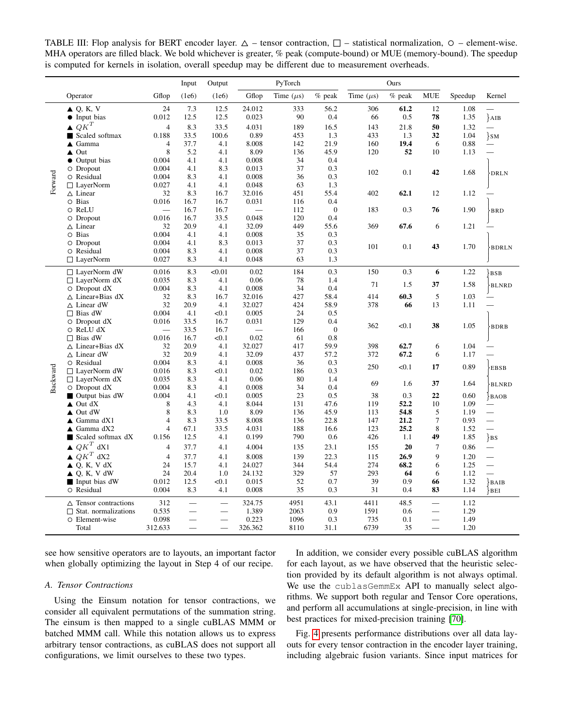TABLE III: Flop analysis for BERT encoder layer. △ – tensor contraction, □ – statistical normalization, ○ – element-wise. MHA operators are filled black. We bold whichever is greater, % peak (compute-bound) or MUE (memory-bound). The speedup is computed for kernels in isolation, overall speedup may be different due to measurement overheads.

| | Operator | Gflop | Input (1e6) | Output (1e6) | PyTorch Gflop | PyTorch Time (μs) | PyTorch % peak | Ours Time (μs) | Ours % peak | Ours MUE | Speedup | Kernel |
|---|---|---|---|---|---|---|---|---|---|---|---|---|
| Forward | ▲ Q, K, V | 24 | 7.3 | 12.5 | 24.012 | 333 | 56.2 | 306 | **61.2** | 12 | 1.08 | — |
| | ● Input bias | 0.012 | 12.5 | 12.5 | 0.023 | 90 | 0.4 | 66 | 0.5 | **78** | 1.35 | AIB |
| | ▲ $QK^T$ | 4 | 8.3 | 33.5 | 4.031 | 189 | 16.5 | 143 | 21.8 | **50** | 1.32 | — |
| | ■ Scaled softmax | 0.188 | 33.5 | 100.6 | 0.89 | 453 | 1.3 | 433 | 1.3 | **32** | 1.04 | SM |
| | ▲ Gamma | 4 | 37.7 | 4.1 | 8.008 | 142 | 21.9 | 160 | **19.4** | 6 | 0.88 | — |
| | ▲ Out | 8 | 5.2 | 4.1 | 8.09 | 136 | 45.9 | 120 | **52** | 10 | 1.13 | — |
| | ● Output bias | 0.004 | 4.1 | 4.1 | 0.008 | 34 | 0.4 | 102 | 0.1 | **42** | 1.68 | DRLN |
| | ○ Dropout | 0.004 | 4.1 | 8.3 | 0.013 | 37 | 0.3 | | | | | |
| | ○ Residual | 0.004 | 8.3 | 4.1 | 0.008 | 36 | 0.3 | | | | | |
| | □ LayerNorm | 0.027 | 4.1 | 4.1 | 0.048 | 63 | 1.3 | | | | | |
| | △ Linear | 32 | 8.3 | 16.7 | 32.016 | 451 | 55.4 | 402 | **62.1** | 12 | 1.12 | — |
| | ○ Bias | 0.016 | 16.7 | 16.7 | 0.031 | 116 | 0.4 | 183 | 0.3 | **76** | 1.90 | BRD |
| | ○ ReLU | — | 16.7 | 16.7 | — | 112 | 0 | | | | | |
| | ○ Dropout | 0.016 | 16.7 | 33.5 | 0.048 | 120 | 0.4 | | | | | |
| | △ Linear | 32 | 20.9 | 4.1 | 32.09 | 449 | 55.6 | 369 | **67.6** | 6 | 1.21 | — |
| | ○ Bias | 0.004 | 4.1 | 4.1 | 0.008 | 35 | 0.3 | 101 | 0.1 | **43** | 1.70 | BDRLN |
| | ○ Dropout | 0.004 | 4.1 | 8.3 | 0.013 | 37 | 0.3 | | | | | |
| | ○ Residual | 0.004 | 8.3 | 4.1 | 0.008 | 37 | 0.3 | | | | | |
| | □ LayerNorm | 0.027 | 8.3 | 4.1 | 0.048 | 63 | 1.3 | | | | | |
| Backward | □ LayerNorm dW | 0.016 | 8.3 | <0.01 | 0.02 | 184 | 0.3 | 150 | 0.3 | **6** | 1.22 | BSB |
| | □ LayerNorm dX | 0.035 | 8.3 | 4.1 | 0.06 | 78 | 1.4 | 71 | 1.5 | **37** | 1.58 | BLNRD |
| | ○ Dropout dX | 0.004 | 8.3 | 4.1 | 0.008 | 34 | 0.4 | | | | | |
| | △ Linear+Bias dX | 32 | 8.3 | 16.7 | 32.016 | 427 | 58.4 | 414 | **60.3** | 5 | 1.03 | — |
| | △ Linear dW | 32 | 20.9 | 4.1 | 32.027 | 424 | 58.9 | 378 | **66** | 13 | 1.11 | — |
| | □ Bias dW | 0.004 | 4.1 | <0.1 | 0.005 | 24 | 0.5 | 362 | <0.1 | **38** | 1.05 | BDRB |
| | ○ Dropout dX | 0.016 | 33.5 | 16.7 | 0.031 | 129 | 0.4 | | | | | |
| | ○ ReLU dX | — | 33.5 | 16.7 | — | 166 | 0 | | | | | |
| | □ Bias dW | 0.016 | 16.7 | <0.1 | 0.02 | 61 | 0.8 | | | | | |
| | △ Linear+Bias dX | 32 | 20.9 | 4.1 | 32.027 | 417 | 59.9 | 398 | **62.7** | 6 | 1.04 | — |
| | △ Linear dW | 32 | 20.9 | 4.1 | 32.09 | 437 | 57.2 | 372 | **67.2** | 6 | 1.17 | — |
| | ○ Residual | 0.004 | 8.3 | 4.1 | 0.008 | 36 | 0.3 | 250 | <0.1 | **17** | 0.89 | EBSB |
| | □ LayerNorm dW | 0.016 | 8.3 | <0.1 | 0.02 | 186 | 0.3 | | | | | |
| | □ LayerNorm dX | 0.035 | 8.3 | 4.1 | 0.06 | 80 | 1.4 | 69 | 1.6 | **37** | 1.64 | BLNRD |
| | ○ Dropout dX | 0.004 | 8.3 | 4.1 | 0.008 | 34 | 0.4 | | | | | |
| | ■ Output bias dW | 0.004 | 4.1 | <0.1 | 0.005 | 23 | 0.5 | 38 | 0.3 | **22** | 0.60 | BAOB |
| | ▲ Out dX | 8 | 4.3 | 4.1 | 8.044 | 131 | 47.6 | 119 | **52.2** | 10 | 1.09 | — |
| | ▲ Out dW | 8 | 8.3 | 1.0 | 8.09 | 136 | 45.9 | 113 | **54.8** | 5 | 1.19 | — |
| | ▲ Gamma dX1 | 4 | 8.3 | 33.5 | 8.008 | 136 | 22.8 | 147 | **21.2** | 7 | 0.93 | — |
| | ▲ Gamma dX2 | 4 | 67.1 | 33.5 | 4.031 | 188 | 16.6 | 123 | **25.2** | 8 | 1.52 | — |
| | ■ Scaled softmax dX | 0.156 | 12.5 | 4.1 | 0.199 | 790 | 0.6 | 426 | 1.1 | **49** | 1.85 | BS |
| | ▲ $QK^T$ dX1 | 4 | 37.7 | 4.1 | 4.004 | 135 | 23.1 | 155 | **20** | 7 | 0.86 | — |
| | ▲ $QK^T$ dX2 | 4 | 37.7 | 4.1 | 8.008 | 139 | 22.3 | 115 | **26.9** | 9 | 1.20 | — |
| | ▲ Q, K, V dX | 24 | 15.7 | 4.1 | 24.027 | 344 | 54.4 | 274 | **68.2** | 6 | 1.25 | — |
| | ▲ Q, K, V dW | 24 | 20.4 | 1.0 | 24.132 | 329 | 57 | 293 | **64** | 6 | 1.12 | — |
| | ■ Input bias dW | 0.012 | 12.5 | <0.1 | 0.015 | 52 | 0.7 | 39 | 0.9 | **66** | 1.32 | BAIB |
| | ○ Residual | 0.004 | 8.3 | 4.1 | 0.008 | 35 | 0.3 | 31 | 0.4 | **83** | 1.14 | BEI |
| | △ Tensor contractions | 312 | — | — | 324.75 | 4951 | 43.1 | 4411 | 48.5 | — | 1.12 | |
| | □ Stat. normalizations | 0.535 | — | — | 1.389 | 2063 | 0.9 | 1591 | 0.6 | — | 1.29 | |
| | ○ Element-wise | 0.098 | — | — | 0.223 | 1096 | 0.3 | 735 | 0.1 | — | 1.49 | |
| | Total | 312.633 | — | — | 326.362 | 8110 | 31.1 | 6739 | 35 | — | 1.20 | |

see how sensitive operators are to layouts, an important factor when globally optimizing the layout in Step 4 of our recipe.

### A. Tensor Contractions

Using the Einsum notation for tensor contractions, we consider all equivalent permutations of the summation string. The einsum is then mapped to a single cuBLAS MMM or batched MMM call. While this notation allows us to express arbitrary tensor contractions, as cuBLAS does not support all configurations, we limit ourselves to these two types.

In addition, we consider every possible cuBLAS algorithm for each layout, as we have observed that the heuristic selection provided by its default algorithm is not always optimal. We use the `cublasGemmEx` API to manually select algorithms. We support both regular and Tensor Core operations, and perform all accumulations at single-precision, in line with best practices for mixed-precision training [70].

Fig. 4 presents performance distributions over all data layouts for every tensor contraction in the encoder layer training, including algebraic fusion variants. Since input matrices for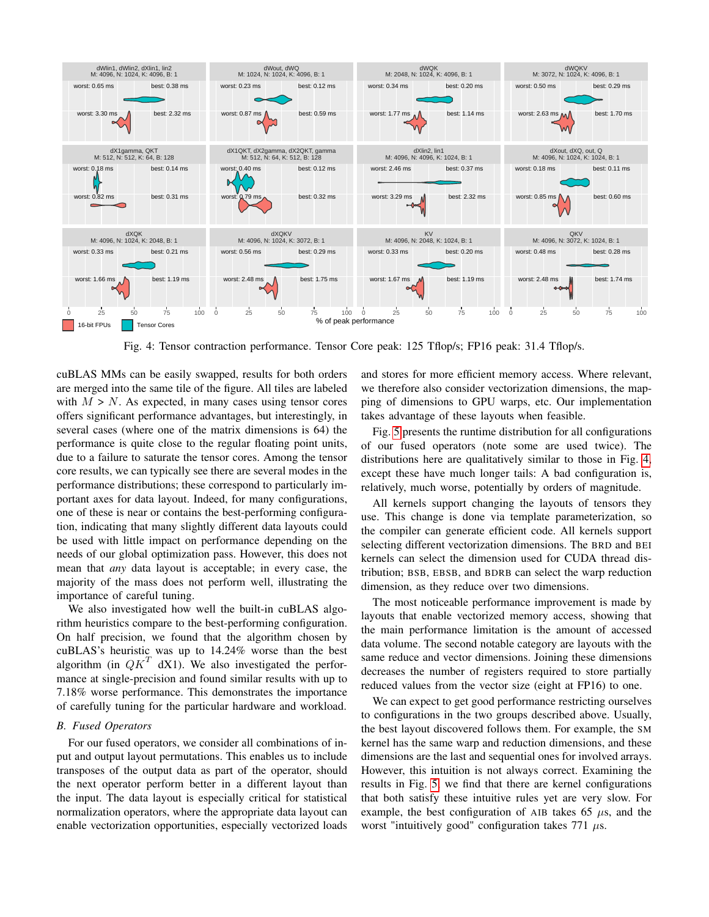Fig. 4: Tensor contraction performance. Tensor Core peak: 125 Tflop/s; FP16 peak: 31.4 Tflop/s.

cuBLAS MMs can be easily swapped, results for both orders are merged into the same tile of the figure. All tiles are labeled with $M > N$. As expected, in many cases using tensor cores offers significant performance advantages, but interestingly, in several cases (where one of the matrix dimensions is 64) the performance is quite close to the regular floating point units, due to a failure to saturate the tensor cores. Among the tensor core results, we can typically see there are several modes in the performance distributions; these correspond to particularly important axes for data layout. Indeed, for many configurations, one of these is near or contains the best-performing configuration, indicating that many slightly different data layouts could be used with little impact on performance depending on the needs of our global optimization pass. However, this does not mean that *any* data layout is acceptable; in every case, the majority of the mass does not perform well, illustrating the importance of careful tuning.

We also investigated how well the built-in cuBLAS algorithm heuristics compare to the best-performing configuration. On half precision, we found that the algorithm chosen by cuBLAS's heuristic was up to 14.24% worse than the best algorithm (in $QK^T$ dX1). We also investigated the performance at single-precision and found similar results with up to 7.18% worse performance. This demonstrates the importance of carefully tuning for the particular hardware and workload.

### *B. Fused Operators*

For our fused operators, we consider all combinations of input and output layout permutations. This enables us to include transposes of the output data as part of the operator, should the next operator perform better in a different layout than the input. The data layout is especially critical for statistical normalization operators, where the appropriate data layout can enable vectorization opportunities, especially vectorized loads and stores for more efficient memory access. Where relevant, we therefore also consider vectorization dimensions, the mapping of dimensions to GPU warps, etc. Our implementation takes advantage of these layouts when feasible.

Fig. 5 presents the runtime distribution for all configurations of our fused operators (note some are used twice). The distributions here are qualitatively similar to those in Fig. 4, except these have much longer tails: A bad configuration is, relatively, much worse, potentially by orders of magnitude.

All kernels support changing the layouts of tensors they use. This change is done via template parameterization, so the compiler can generate efficient code. All kernels support selecting different vectorization dimensions. The BRD and BEI kernels can select the dimension used for CUDA thread distribution; BSB, EBSB, and BDRB can select the warp reduction dimension, as they reduce over two dimensions.

The most noticeable performance improvement is made by layouts that enable vectorized memory access, showing that the main performance limitation is the amount of accessed data volume. The second notable category are layouts with the same reduce and vector dimensions. Joining these dimensions decreases the number of registers required to store partially reduced values from the vector size (eight at FP16) to one.

We can expect to get good performance restricting ourselves to configurations in the two groups described above. Usually, the best layout discovered follows them. For example, the SM kernel has the same warp and reduction dimensions, and these dimensions are the last and sequential ones for involved arrays. However, this intuition is not always correct. Examining the results in Fig. 5, we find that there are kernel configurations that both satisfy these intuitive rules yet are very slow. For example, the best configuration of AIB takes 65 $\mu$s, and the worst "intuitively good" configuration takes 771 $\mu$s.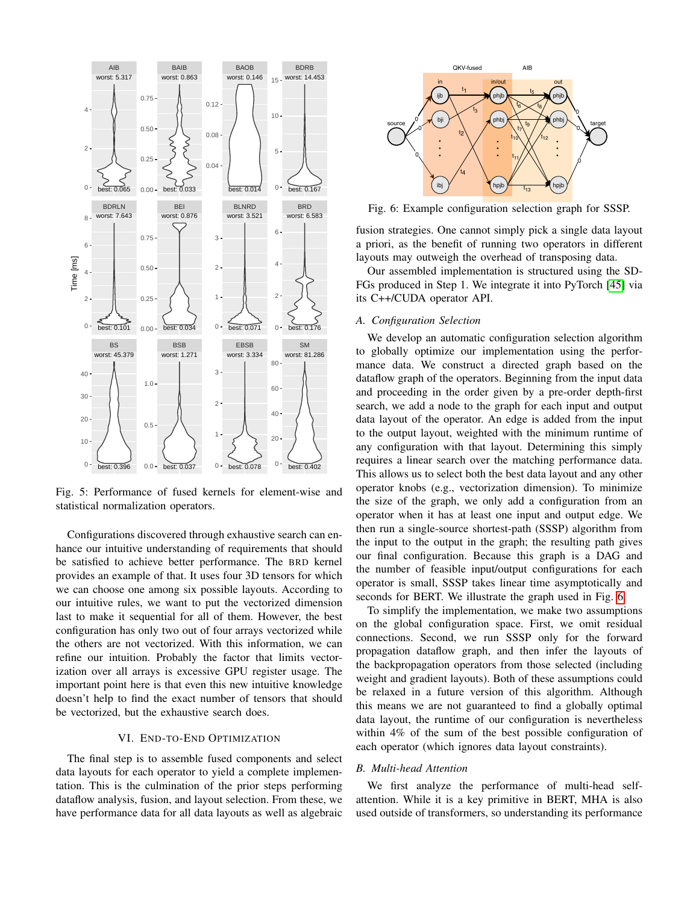Fig. 5: Performance of fused kernels for element-wise and statistical normalization operators.

Configurations discovered through exhaustive search can enhance our intuitive understanding of requirements that should be satisfied to achieve better performance. The BRD kernel provides an example of that. It uses four 3D tensors for which we can choose one among six possible layouts. According to our intuitive rules, we want to put the vectorized dimension last to make it sequential for all of them. However, the best configuration has only two out of four arrays vectorized while the others are not vectorized. With this information, we can refine our intuition. Probably the factor that limits vectorization over all arrays is excessive GPU register usage. The important point here is that even this new intuitive knowledge doesn't help to find the exact number of tensors that should be vectorized, but the exhaustive search does.

## VI. End-to-End Optimization

The final step is to assemble fused components and select data layouts for each operator to yield a complete implementation. This is the culmination of the prior steps performing dataflow analysis, fusion, and layout selection. From these, we have performance data for all data layouts as well as algebraic fusion strategies. One cannot simply pick a single data layout a priori, as the benefit of running two operators in different layouts may outweigh the overhead of transposing data.

Fig. 6: Example configuration selection graph for SSSP.

Our assembled implementation is structured using the SDFGs produced in Step 1. We integrate it into PyTorch [45] via its C++/CUDA operator API.

### A. Configuration Selection

We develop an automatic configuration selection algorithm to globally optimize our implementation using the performance data. We construct a directed graph based on the dataflow graph of the operators. Beginning from the input data and proceeding in the order given by a pre-order depth-first search, we add a node to the graph for each input and output data layout of the operator. An edge is added from the input to the output layout, weighted with the minimum runtime of any configuration with that layout. Determining this simply requires a linear search over the matching performance data. This allows us to select both the best data layout and any other operator knobs (e.g., vectorization dimension). To minimize the size of the graph, we only add a configuration from an operator when it has at least one input and output edge. We then run a single-source shortest-path (SSSP) algorithm from the input to the output in the graph; the resulting path gives our final configuration. Because this graph is a DAG and the number of feasible input/output configurations for each operator is small, SSSP takes linear time asymptotically and seconds for BERT. We illustrate the graph used in Fig. 6.

To simplify the implementation, we make two assumptions on the global configuration space. First, we omit residual connections. Second, we run SSSP only for the forward propagation dataflow graph, and then infer the layouts of the backpropagation operators from those selected (including weight and gradient layouts). Both of these assumptions could be relaxed in a future version of this algorithm. Although this means we are not guaranteed to find a globally optimal data layout, the runtime of our configuration is nevertheless within 4% of the sum of the best possible configuration of each operator (which ignores data layout constraints).

### B. Multi-head Attention

We first analyze the performance of multi-head self-attention. While it is a key primitive in BERT, MHA is also used outside of transformers, so understanding its performance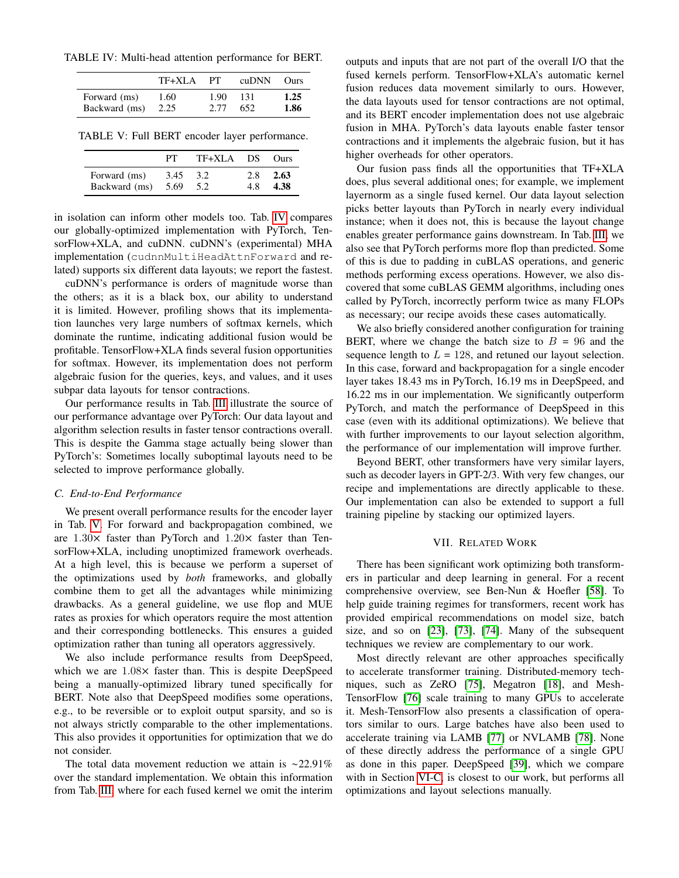TABLE IV: Multi-head attention performance for BERT.

| | TF+XLA | PT | cuDNN | Ours |
|---|---|---|---|---|
| Forward (ms) | 1.60 | 1.90 | 131 | **1.25** |
| Backward (ms) | 2.25 | 2.77 | 652 | **1.86** |

TABLE V: Full BERT encoder layer performance.

| | PT | TF+XLA | DS | Ours |
|---|---|---|---|---|
| Forward (ms) | 3.45 | 3.2 | 2.8 | **2.63** |
| Backward (ms) | 5.69 | 5.2 | 4.8 | **4.38** |

in isolation can inform other models too. Tab. IV compares our globally-optimized implementation with PyTorch, TensorFlow+XLA, and cuDNN. cuDNN's (experimental) MHA implementation (`cudnnMultiHeadAttnForward` and related) supports six different data layouts; we report the fastest.

cuDNN's performance is orders of magnitude worse than the others; as it is a black box, our ability to understand it is limited. However, profiling shows that its implementation launches very large numbers of softmax kernels, which dominate the runtime, indicating additional fusion would be profitable. TensorFlow+XLA finds several fusion opportunities for softmax. However, its implementation does not perform algebraic fusion for the queries, keys, and values, and it uses subpar data layouts for tensor contractions.

Our performance results in Tab. III illustrate the source of our performance advantage over PyTorch: Our data layout and algorithm selection results in faster tensor contractions overall. This is despite the Gamma stage actually being slower than PyTorch's: Sometimes locally suboptimal layouts need to be selected to improve performance globally.

### C. End-to-End Performance

We present overall performance results for the encoder layer in Tab. V. For forward and backpropagation combined, we are $1.30\times$ faster than PyTorch and $1.20\times$ faster than TensorFlow+XLA, including unoptimized framework overheads. At a high level, this is because we perform a superset of the optimizations used by *both* frameworks, and globally combine them to get all the advantages while minimizing drawbacks. As a general guideline, we use flop and MUE rates as proxies for which operators require the most attention and their corresponding bottlenecks. This ensures a guided optimization rather than tuning all operators aggressively.

We also include performance results from DeepSpeed, which we are $1.08\times$ faster than. This is despite DeepSpeed being a manually-optimized library tuned specifically for BERT. Note also that DeepSpeed modifies some operations, e.g., to be reversible or to exploit output sparsity, and so is not always strictly comparable to the other implementations. This also provides it opportunities for optimization that we do not consider.

The total data movement reduction we attain is ~22.91% over the standard implementation. We obtain this information from Tab. III, where for each fused kernel we omit the interim outputs and inputs that are not part of the overall I/O that the fused kernels perform. TensorFlow+XLA's automatic kernel fusion reduces data movement similarly to ours. However, the data layouts used for tensor contractions are not optimal, and its BERT encoder implementation does not use algebraic fusion in MHA. PyTorch's data layouts enable faster tensor contractions and it implements the algebraic fusion, but it has higher overheads for other operators.

Our fusion pass finds all the opportunities that TF+XLA does, plus several additional ones; for example, we implement layernorm as a single fused kernel. Our data layout selection picks better layouts than PyTorch in nearly every individual instance; when it does not, this is because the layout change enables greater performance gains downstream. In Tab. III, we also see that PyTorch performs more flop than predicted. Some of this is due to padding in cuBLAS operations, and generic methods performing excess operations. However, we also discovered that some cuBLAS GEMM algorithms, including ones called by PyTorch, incorrectly perform twice as many FLOPs as necessary; our recipe avoids these cases automatically.

We also briefly considered another configuration for training BERT, where we change the batch size to $B = 96$ and the sequence length to $L = 128$, and retuned our layout selection. In this case, forward and backpropagation for a single encoder layer takes 18.43 ms in PyTorch, 16.19 ms in DeepSpeed, and 16.22 ms in our implementation. We significantly outperform PyTorch, and match the performance of DeepSpeed in this case (even with its additional optimizations). We believe that with further improvements to our layout selection algorithm, the performance of our implementation will improve further.

Beyond BERT, other transformers have very similar layers, such as decoder layers in GPT-2/3. With very few changes, our recipe and implementations are directly applicable to these. Our implementation can also be extended to support a full training pipeline by stacking our optimized layers.

## VII. Related Work

There has been significant work optimizing both transformers in particular and deep learning in general. For a recent comprehensive overview, see Ben-Nun & Hoefler [58]. To help guide training regimes for transformers, recent work has provided empirical recommendations on model size, batch size, and so on [23], [73], [74]. Many of the subsequent techniques we review are complementary to our work.

Most directly relevant are other approaches specifically to accelerate transformer training. Distributed-memory techniques, such as ZeRO [75], Megatron [18], and Mesh-TensorFlow [76] scale training to many GPUs to accelerate it. Mesh-TensorFlow also presents a classification of operators similar to ours. Large batches have also been used to accelerate training via LAMB [77] or NVLAMB [78]. None of these directly address the performance of a single GPU as done in this paper. DeepSpeed [39], which we compare with in Section VI-C, is closest to our work, but performs all optimizations and layout selections manually.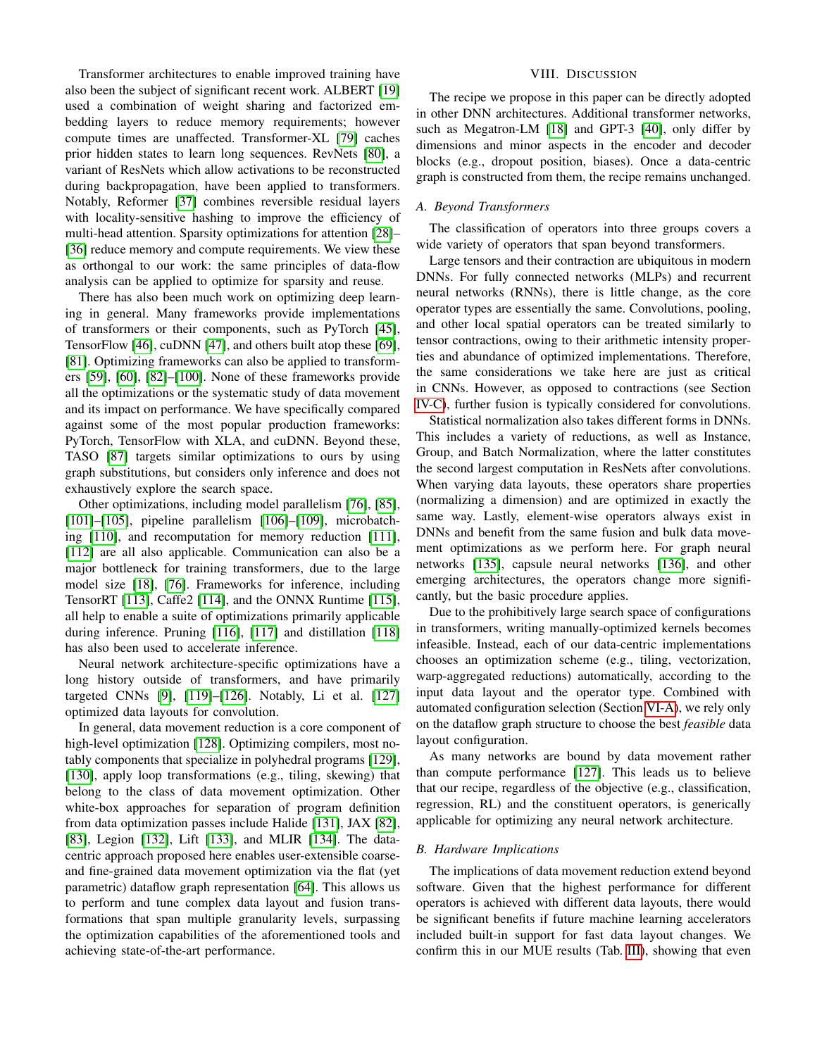Transformer architectures to enable improved training have also been the subject of significant recent work. ALBERT [19] used a combination of weight sharing and factorized embedding layers to reduce memory requirements; however compute times are unaffected. Transformer-XL [79] caches prior hidden states to learn long sequences. RevNets [80], a variant of ResNets which allow activations to be reconstructed during backpropagation, have been applied to transformers. Notably, Reformer [37] combines reversible residual layers with locality-sensitive hashing to improve the efficiency of multi-head attention. Sparsity optimizations for attention [28]–[36] reduce memory and compute requirements. We view these as orthongal to our work: the same principles of data-flow analysis can be applied to optimize for sparsity and reuse.

There has also been much work on optimizing deep learning in general. Many frameworks provide implementations of transformers or their components, such as PyTorch [45], TensorFlow [46], cuDNN [47], and others built atop these [69], [81]. Optimizing frameworks can also be applied to transformers [59], [60], [82]–[100]. None of these frameworks provide all the optimizations or the systematic study of data movement and its impact on performance. We have specifically compared against some of the most popular production frameworks: PyTorch, TensorFlow with XLA, and cuDNN. Beyond these, TASO [87] targets similar optimizations to ours by using graph substitutions, but considers only inference and does not exhaustively explore the search space.

Other optimizations, including model parallelism [76], [85], [101]–[105], pipeline parallelism [106]–[109], microbatching [110], and recomputation for memory reduction [111], [112] are all also applicable. Communication can also be a major bottleneck for training transformers, due to the large model size [18], [76]. Frameworks for inference, including TensorRT [113], Caffe2 [114], and the ONNX Runtime [115], all help to enable a suite of optimizations primarily applicable during inference. Pruning [116], [117] and distillation [118] has also been used to accelerate inference.

Neural network architecture-specific optimizations have a long history outside of transformers, and have primarily targeted CNNs [9], [119]–[126]. Notably, Li et al. [127] optimized data layouts for convolution.

In general, data movement reduction is a core component of high-level optimization [128]. Optimizing compilers, most notably components that specialize in polyhedral programs [129], [130], apply loop transformations (e.g., tiling, skewing) that belong to the class of data movement optimization. Other white-box approaches for separation of program definition from data optimization passes include Halide [131], JAX [82], [83], Legion [132], Lift [133], and MLIR [134]. The data-centric approach proposed here enables user-extensible coarse- and fine-grained data movement optimization via the flat (yet parametric) dataflow graph representation [64]. This allows us to perform and tune complex data layout and fusion transformations that span multiple granularity levels, surpassing the optimization capabilities of the aforementioned tools and achieving state-of-the-art performance.

## VIII. Discussion

The recipe we propose in this paper can be directly adopted in other DNN architectures. Additional transformer networks, such as Megatron-LM [18] and GPT-3 [40], only differ by dimensions and minor aspects in the encoder and decoder blocks (e.g., dropout position, biases). Once a data-centric graph is constructed from them, the recipe remains unchanged.

### A. Beyond Transformers

The classification of operators into three groups covers a wide variety of operators that span beyond transformers.

Large tensors and their contraction are ubiquitous in modern DNNs. For fully connected networks (MLPs) and recurrent neural networks (RNNs), there is little change, as the core operator types are essentially the same. Convolutions, pooling, and other local spatial operators can be treated similarly to tensor contractions, owing to their arithmetic intensity properties and abundance of optimized implementations. Therefore, the same considerations we take here are just as critical in CNNs. However, as opposed to contractions (see Section IV-C), further fusion is typically considered for convolutions.

Statistical normalization also takes different forms in DNNs. This includes a variety of reductions, as well as Instance, Group, and Batch Normalization, where the latter constitutes the second largest computation in ResNets after convolutions. When varying data layouts, these operators share properties (normalizing a dimension) and are optimized in exactly the same way. Lastly, element-wise operators always exist in DNNs and benefit from the same fusion and bulk data movement optimizations as we perform here. For graph neural networks [135], capsule neural networks [136], and other emerging architectures, the operators change more significantly, but the basic procedure applies.

Due to the prohibitively large search space of configurations in transformers, writing manually-optimized kernels becomes infeasible. Instead, each of our data-centric implementations chooses an optimization scheme (e.g., tiling, vectorization, warp-aggregated reductions) automatically, according to the input data layout and the operator type. Combined with automated configuration selection (Section VI-A), we rely only on the dataflow graph structure to choose the best *feasible* data layout configuration.

As many networks are bound by data movement rather than compute performance [127]. This leads us to believe that our recipe, regardless of the objective (e.g., classification, regression, RL) and the constituent operators, is generically applicable for optimizing any neural network architecture.

### B. Hardware Implications

The implications of data movement reduction extend beyond software. Given that the highest performance for different operators is achieved with different data layouts, there would be significant benefits if future machine learning accelerators included built-in support for fast data layout changes. We confirm this in our MUE results (Tab. III), showing that even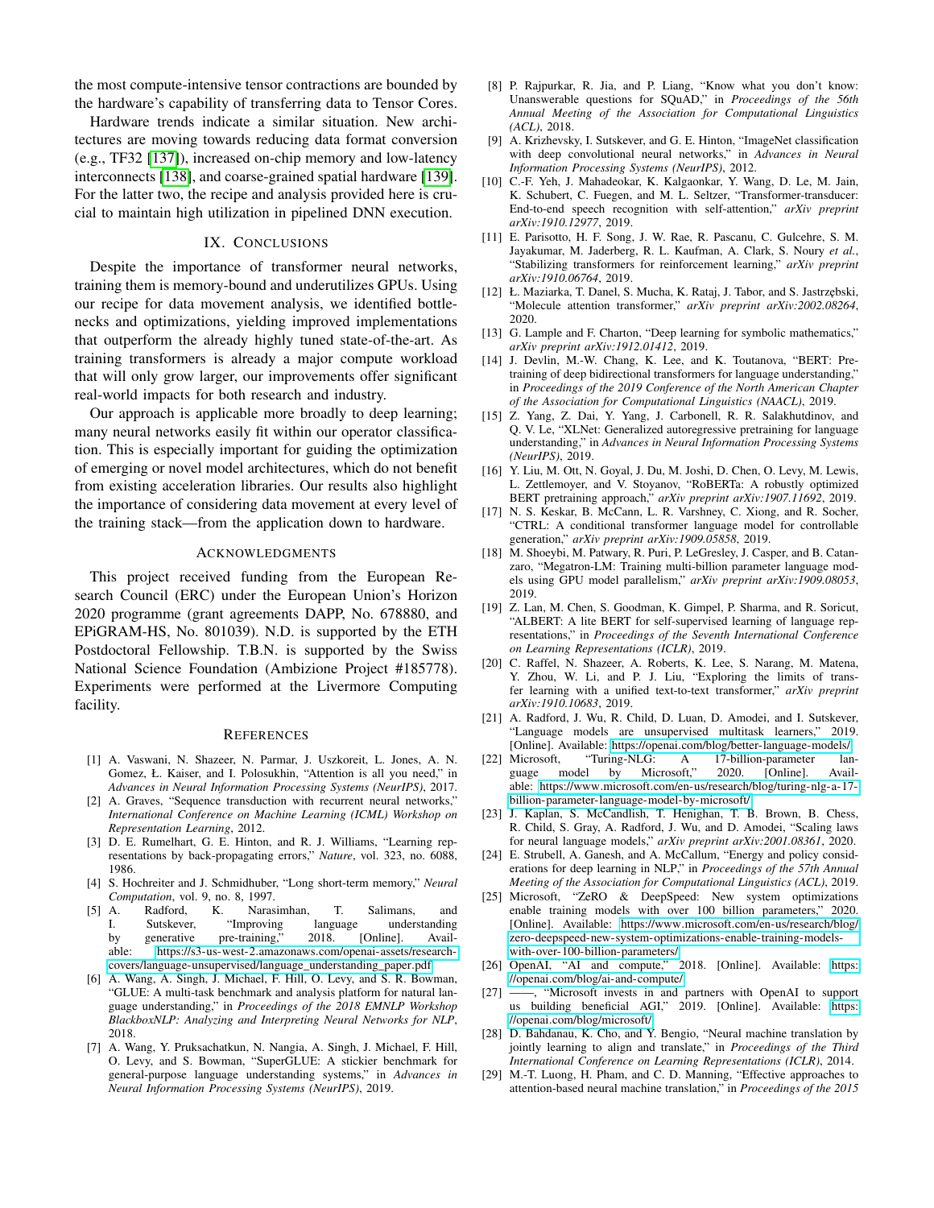the most compute-intensive tensor contractions are bounded by the hardware's capability of transferring data to Tensor Cores.

Hardware trends indicate a similar situation. New architectures are moving towards reducing data format conversion (e.g., TF32 [137]), increased on-chip memory and low-latency interconnects [138], and coarse-grained spatial hardware [139]. For the latter two, the recipe and analysis provided here is crucial to maintain high utilization in pipelined DNN execution.

## IX. Conclusions

Despite the importance of transformer neural networks, training them is memory-bound and underutilizes GPUs. Using our recipe for data movement analysis, we identified bottlenecks and optimizations, yielding improved implementations that outperform the already highly tuned state-of-the-art. As training transformers is already a major compute workload that will only grow larger, our improvements offer significant real-world impacts for both research and industry.

Our approach is applicable more broadly to deep learning; many neural networks easily fit within our operator classification. This is especially important for guiding the optimization of emerging or novel model architectures, which do not benefit from existing acceleration libraries. Our results also highlight the importance of considering data movement at every level of the training stack—from the application down to hardware.

## Acknowledgments

This project received funding from the European Research Council (ERC) under the European Union's Horizon 2020 programme (grant agreements DAPP, No. 678880, and EPiGRAM-HS, No. 801039). N.D. is supported by the ETH Postdoctoral Fellowship. T.B.N. is supported by the Swiss National Science Foundation (Ambizione Project #185778). Experiments were performed at the Livermore Computing facility.

## References

[1] A. Vaswani, N. Shazeer, N. Parmar, J. Uszkoreit, L. Jones, A. N. Gomez, Ł. Kaiser, and I. Polosukhin, "Attention is all you need," in *Advances in Neural Information Processing Systems (NeurIPS)*, 2017.

[2] A. Graves, "Sequence transduction with recurrent neural networks," *International Conference on Machine Learning (ICML) Workshop on Representation Learning*, 2012.

[3] D. E. Rumelhart, G. E. Hinton, and R. J. Williams, "Learning representations by back-propagating errors," *Nature*, vol. 323, no. 6088, 1986.

[4] S. Hochreiter and J. Schmidhuber, "Long short-term memory," *Neural Computation*, vol. 9, no. 8, 1997.

[5] A. Radford, K. Narasimhan, T. Salimans, and I. Sutskever, "Improving language understanding by generative pre-training," 2018. [Online]. Available: https://s3-us-west-2.amazonaws.com/openai-assets/research-covers/language-unsupervised/language_understanding_paper.pdf

[6] A. Wang, A. Singh, J. Michael, F. Hill, O. Levy, and S. R. Bowman, "GLUE: A multi-task benchmark and analysis platform for natural language understanding," in *Proceedings of the 2018 EMNLP Workshop BlackboxNLP: Analyzing and Interpreting Neural Networks for NLP*, 2018.

[7] A. Wang, Y. Pruksachatkun, N. Nangia, A. Singh, J. Michael, F. Hill, O. Levy, and S. Bowman, "SuperGLUE: A stickier benchmark for general-purpose language understanding systems," in *Advances in Neural Information Processing Systems (NeurIPS)*, 2019.

[8] P. Rajpurkar, R. Jia, and P. Liang, "Know what you don't know: Unanswerable questions for SQuAD," in *Proceedings of the 56th Annual Meeting of the Association for Computational Linguistics (ACL)*, 2018.

[9] A. Krizhevsky, I. Sutskever, and G. E. Hinton, "ImageNet classification with deep convolutional neural networks," in *Advances in Neural Information Processing Systems (NeurIPS)*, 2012.

[10] C.-F. Yeh, J. Mahadeokar, K. Kalgaonkar, Y. Wang, D. Le, M. Jain, K. Schubert, C. Fuegen, and M. L. Seltzer, "Transformer-transducer: End-to-end speech recognition with self-attention," *arXiv preprint arXiv:1910.12977*, 2019.

[11] E. Parisotto, H. F. Song, J. W. Rae, R. Pascanu, C. Gulcehre, S. M. Jayakumar, M. Jaderberg, R. L. Kaufman, A. Clark, S. Noury *et al.*, "Stabilizing transformers for reinforcement learning," *arXiv preprint arXiv:1910.06764*, 2019.

[12] Ł. Maziarka, T. Danel, S. Mucha, K. Rataj, J. Tabor, and S. Jastrzębski, "Molecule attention transformer," *arXiv preprint arXiv:2002.08264*, 2020.

[13] G. Lample and F. Charton, "Deep learning for symbolic mathematics," *arXiv preprint arXiv:1912.01412*, 2019.

[14] J. Devlin, M.-W. Chang, K. Lee, and K. Toutanova, "BERT: Pre-training of deep bidirectional transformers for language understanding," in *Proceedings of the 2019 Conference of the North American Chapter of the Association for Computational Linguistics (NAACL)*, 2019.

[15] Z. Yang, Z. Dai, Y. Yang, J. Carbonell, R. R. Salakhutdinov, and Q. V. Le, "XLNet: Generalized autoregressive pretraining for language understanding," in *Advances in Neural Information Processing Systems (NeurIPS)*, 2019.

[16] Y. Liu, M. Ott, N. Goyal, J. Du, M. Joshi, D. Chen, O. Levy, M. Lewis, L. Zettlemoyer, and V. Stoyanov, "RoBERTa: A robustly optimized BERT pretraining approach," *arXiv preprint arXiv:1907.11692*, 2019.

[17] N. S. Keskar, B. McCann, L. R. Varshney, C. Xiong, and R. Socher, "CTRL: A conditional transformer language model for controllable generation," *arXiv preprint arXiv:1909.05858*, 2019.

[18] M. Shoeybi, M. Patwary, R. Puri, P. LeGresley, J. Casper, and B. Catanzaro, "Megatron-LM: Training multi-billion parameter language models using GPU model parallelism," *arXiv preprint arXiv:1909.08053*, 2019.

[19] Z. Lan, M. Chen, S. Goodman, K. Gimpel, P. Sharma, and R. Soricut, "ALBERT: A lite BERT for self-supervised learning of language representations," in *Proceedings of the Seventh International Conference on Learning Representations (ICLR)*, 2019.

[20] C. Raffel, N. Shazeer, A. Roberts, K. Lee, S. Narang, M. Matena, Y. Zhou, W. Li, and P. J. Liu, "Exploring the limits of transfer learning with a unified text-to-text transformer," *arXiv preprint arXiv:1910.10683*, 2019.

[21] A. Radford, J. Wu, R. Child, D. Luan, D. Amodei, and I. Sutskever, "Language models are unsupervised multitask learners," 2019. [Online]. Available: https://openai.com/blog/better-language-models/

[22] Microsoft, "Turing-NLG: A 17-billion-parameter language model by Microsoft," 2020. [Online]. Available: https://www.microsoft.com/en-us/research/blog/turing-nlg-a-17-billion-parameter-language-model-by-microsoft/

[23] J. Kaplan, S. McCandlish, T. Henighan, T. B. Brown, B. Chess, R. Child, S. Gray, A. Radford, J. Wu, and D. Amodei, "Scaling laws for neural language models," *arXiv preprint arXiv:2001.08361*, 2020.

[24] E. Strubell, A. Ganesh, and A. McCallum, "Energy and policy considerations for deep learning in NLP," in *Proceedings of the 57th Annual Meeting of the Association for Computational Linguistics (ACL)*, 2019.

[25] Microsoft, "ZeRO & DeepSpeed: New system optimizations enable training models with over 100 billion parameters," 2020. [Online]. Available: https://www.microsoft.com/en-us/research/blog/zero-deepspeed-new-system-optimizations-enable-training-models-with-over-100-billion-parameters/

[26] OpenAI, "AI and compute," 2018. [Online]. Available: https://openai.com/blog/ai-and-compute/

[27] ——, "Microsoft invests in and partners with OpenAI to support us building beneficial AGI," 2019. [Online]. Available: https://openai.com/blog/microsoft/

[28] D. Bahdanau, K. Cho, and Y. Bengio, "Neural machine translation by jointly learning to align and translate," in *Proceedings of the Third International Conference on Learning Representations (ICLR)*, 2014.

[29] M.-T. Luong, H. Pham, and C. D. Manning, "Effective approaches to attention-based neural machine translation," in *Proceedings of the 2015*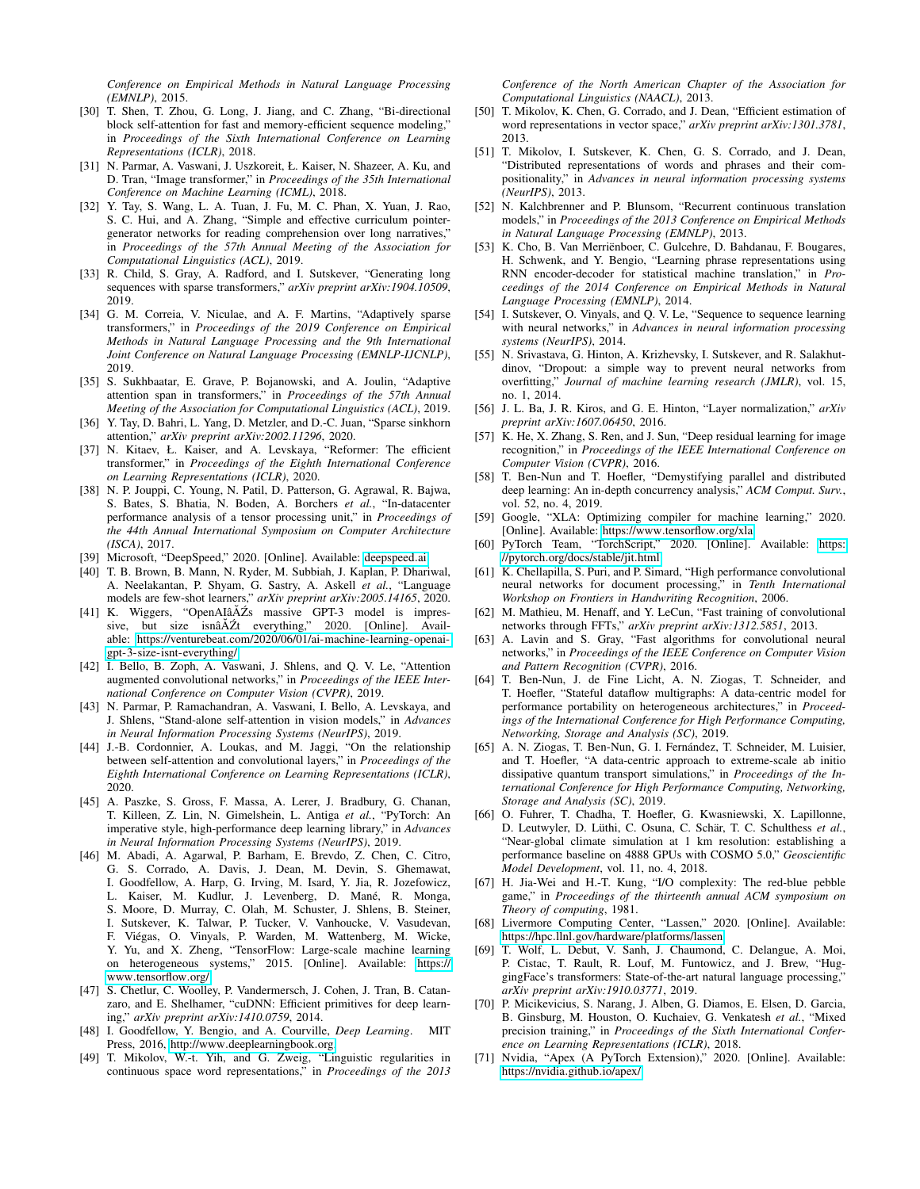*Conference on Empirical Methods in Natural Language Processing (EMNLP)*, 2015.

[30] T. Shen, T. Zhou, G. Long, J. Jiang, and C. Zhang, "Bi-directional block self-attention for fast and memory-efficient sequence modeling," in *Proceedings of the Sixth International Conference on Learning Representations (ICLR)*, 2018.

[31] N. Parmar, A. Vaswani, J. Uszkoreit, Ł. Kaiser, N. Shazeer, A. Ku, and D. Tran, "Image transformer," in *Proceedings of the 35th International Conference on Machine Learning (ICML)*, 2018.

[32] Y. Tay, S. Wang, L. A. Tuan, J. Fu, M. C. Phan, X. Yuan, J. Rao, S. C. Hui, and A. Zhang, "Simple and effective curriculum pointer-generator networks for reading comprehension over long narratives," in *Proceedings of the 57th Annual Meeting of the Association for Computational Linguistics (ACL)*, 2019.

[33] R. Child, S. Gray, A. Radford, and I. Sutskever, "Generating long sequences with sparse transformers," *arXiv preprint arXiv:1904.10509*, 2019.

[34] G. M. Correia, V. Niculae, and A. F. Martins, "Adaptively sparse transformers," in *Proceedings of the 2019 Conference on Empirical Methods in Natural Language Processing and the 9th International Joint Conference on Natural Language Processing (EMNLP-IJCNLP)*, 2019.

[35] S. Sukhbaatar, E. Grave, P. Bojanowski, and A. Joulin, "Adaptive attention span in transformers," in *Proceedings of the 57th Annual Meeting of the Association for Computational Linguistics (ACL)*, 2019.

[36] Y. Tay, D. Bahri, L. Yang, D. Metzler, and D.-C. Juan, "Sparse sinkhorn attention," *arXiv preprint arXiv:2002.11296*, 2020.

[37] N. Kitaev, Ł. Kaiser, and A. Levskaya, "Reformer: The efficient transformer," in *Proceedings of the Eighth International Conference on Learning Representations (ICLR)*, 2020.

[38] N. P. Jouppi, C. Young, N. Patil, D. Patterson, G. Agrawal, R. Bajwa, S. Bates, S. Bhatia, N. Boden, A. Borchers *et al.*, "In-datacenter performance analysis of a tensor processing unit," in *Proceedings of the 44th Annual International Symposium on Computer Architecture (ISCA)*, 2017.

[39] Microsoft, "DeepSpeed," 2020. [Online]. Available: deepspeed.ai

[40] T. B. Brown, B. Mann, N. Ryder, M. Subbiah, J. Kaplan, P. Dhariwal, A. Neelakantan, P. Shyam, G. Sastry, A. Askell *et al.*, "Language models are few-shot learners," *arXiv preprint arXiv:2005.14165*, 2020.

[41] K. Wiggers, "OpenAIâĂŹs massive GPT-3 model is impressive, but size isnâĂŹt everything," 2020. [Online]. Available: https://venturebeat.com/2020/06/01/ai-machine-learning-openai-gpt-3-size-isnt-everything/

[42] I. Bello, B. Zoph, A. Vaswani, J. Shlens, and Q. V. Le, "Attention augmented convolutional networks," in *Proceedings of the IEEE International Conference on Computer Vision (CVPR)*, 2019.

[43] N. Parmar, P. Ramachandran, A. Vaswani, I. Bello, A. Levskaya, and J. Shlens, "Stand-alone self-attention in vision models," in *Advances in Neural Information Processing Systems (NeurIPS)*, 2019.

[44] J.-B. Cordonnier, A. Loukas, and M. Jaggi, "On the relationship between self-attention and convolutional layers," in *Proceedings of the Eighth International Conference on Learning Representations (ICLR)*, 2020.

[45] A. Paszke, S. Gross, F. Massa, A. Lerer, J. Bradbury, G. Chanan, T. Killeen, Z. Lin, N. Gimelshein, L. Antiga *et al.*, "PyTorch: An imperative style, high-performance deep learning library," in *Advances in Neural Information Processing Systems (NeurIPS)*, 2019.

[46] M. Abadi, A. Agarwal, P. Barham, E. Brevdo, Z. Chen, C. Citro, G. S. Corrado, A. Davis, J. Dean, M. Devin, S. Ghemawat, I. Goodfellow, A. Harp, G. Irving, M. Isard, Y. Jia, R. Jozefowicz, L. Kaiser, M. Kudlur, J. Levenberg, D. Mané, R. Monga, S. Moore, D. Murray, C. Olah, M. Schuster, J. Shlens, B. Steiner, I. Sutskever, K. Talwar, P. Tucker, V. Vanhoucke, V. Vasudevan, F. Viégas, O. Vinyals, P. Warden, M. Wattenberg, M. Wicke, Y. Yu, and X. Zheng, "TensorFlow: Large-scale machine learning on heterogeneous systems," 2015. [Online]. Available: https://www.tensorflow.org/

[47] S. Chetlur, C. Woolley, P. Vandermersch, J. Cohen, J. Tran, B. Catanzaro, and E. Shelhamer, "cuDNN: Efficient primitives for deep learning," *arXiv preprint arXiv:1410.0759*, 2014.

[48] I. Goodfellow, Y. Bengio, and A. Courville, *Deep Learning*. MIT Press, 2016, http://www.deeplearningbook.org.

[49] T. Mikolov, W.-t. Yih, and G. Zweig, "Linguistic regularities in continuous space word representations," in *Proceedings of the 2013 Conference of the North American Chapter of the Association for Computational Linguistics (NAACL)*, 2013.

[50] T. Mikolov, K. Chen, G. Corrado, and J. Dean, "Efficient estimation of word representations in vector space," *arXiv preprint arXiv:1301.3781*, 2013.

[51] T. Mikolov, I. Sutskever, K. Chen, G. S. Corrado, and J. Dean, "Distributed representations of words and phrases and their compositionality," in *Advances in neural information processing systems (NeurIPS)*, 2013.

[52] N. Kalchbrenner and P. Blunsom, "Recurrent continuous translation models," in *Proceedings of the 2013 Conference on Empirical Methods in Natural Language Processing (EMNLP)*, 2013.

[53] K. Cho, B. Van Merriënboer, C. Gulcehre, D. Bahdanau, F. Bougares, H. Schwenk, and Y. Bengio, "Learning phrase representations using RNN encoder-decoder for statistical machine translation," in *Proceedings of the 2014 Conference on Empirical Methods in Natural Language Processing (EMNLP)*, 2014.

[54] I. Sutskever, O. Vinyals, and Q. V. Le, "Sequence to sequence learning with neural networks," in *Advances in neural information processing systems (NeurIPS)*, 2014.

[55] N. Srivastava, G. Hinton, A. Krizhevsky, I. Sutskever, and R. Salakhutdinov, "Dropout: a simple way to prevent neural networks from overfitting," *Journal of machine learning research (JMLR)*, vol. 15, no. 1, 2014.

[56] J. L. Ba, J. R. Kiros, and G. E. Hinton, "Layer normalization," *arXiv preprint arXiv:1607.06450*, 2016.

[57] K. He, X. Zhang, S. Ren, and J. Sun, "Deep residual learning for image recognition," in *Proceedings of the IEEE International Conference on Computer Vision (CVPR)*, 2016.

[58] T. Ben-Nun and T. Hoefler, "Demystifying parallel and distributed deep learning: An in-depth concurrency analysis," *ACM Comput. Surv.*, vol. 52, no. 4, 2019.

[59] Google, "XLA: Optimizing compiler for machine learning," 2020. [Online]. Available: https://www.tensorflow.org/xla

[60] PyTorch Team, "TorchScript," 2020. [Online]. Available: https://pytorch.org/docs/stable/jit.html

[61] K. Chellapilla, S. Puri, and P. Simard, "High performance convolutional neural networks for document processing," in *Tenth International Workshop on Frontiers in Handwriting Recognition*, 2006.

[62] M. Mathieu, M. Henaff, and Y. LeCun, "Fast training of convolutional networks through FFTs," *arXiv preprint arXiv:1312.5851*, 2013.

[63] A. Lavin and S. Gray, "Fast algorithms for convolutional neural networks," in *Proceedings of the IEEE Conference on Computer Vision and Pattern Recognition (CVPR)*, 2016.

[64] T. Ben-Nun, J. de Fine Licht, A. N. Ziogas, T. Schneider, and T. Hoefler, "Stateful dataflow multigraphs: A data-centric model for performance portability on heterogeneous architectures," in *Proceedings of the International Conference for High Performance Computing, Networking, Storage and Analysis (SC)*, 2019.

[65] A. N. Ziogas, T. Ben-Nun, G. I. Fernández, T. Schneider, M. Luisier, and T. Hoefler, "A data-centric approach to extreme-scale ab initio dissipative quantum transport simulations," in *Proceedings of the International Conference for High Performance Computing, Networking, Storage and Analysis (SC)*, 2019.

[66] O. Fuhrer, T. Chadha, T. Hoefler, G. Kwasniewski, X. Lapillonne, D. Leutwyler, D. Lüthi, C. Osuna, C. Schär, T. C. Schulthess *et al.*, "Near-global climate simulation at 1 km resolution: establishing a performance baseline on 4888 GPUs with COSMO 5.0," *Geoscientific Model Development*, vol. 11, no. 4, 2018.

[67] H. Jia-Wei and H.-T. Kung, "I/O complexity: The red-blue pebble game," in *Proceedings of the thirteenth annual ACM symposium on Theory of computing*, 1981.

[68] Livermore Computing Center, "Lassen," 2020. [Online]. Available: https://hpc.llnl.gov/hardware/platforms/lassen

[69] T. Wolf, L. Debut, V. Sanh, J. Chaumond, C. Delangue, A. Moi, P. Cistac, T. Rault, R. Louf, M. Funtowicz, and J. Brew, "HuggingFace's transformers: State-of-the-art natural language processing," *arXiv preprint arXiv:1910.03771*, 2019.

[70] P. Micikevicius, S. Narang, J. Alben, G. Diamos, E. Elsen, D. Garcia, B. Ginsburg, M. Houston, O. Kuchaiev, G. Venkatesh *et al.*, "Mixed precision training," in *Proceedings of the Sixth International Conference on Learning Representations (ICLR)*, 2018.

[71] Nvidia, "Apex (A PyTorch Extension)," 2020. [Online]. Available: https://nvidia.github.io/apex/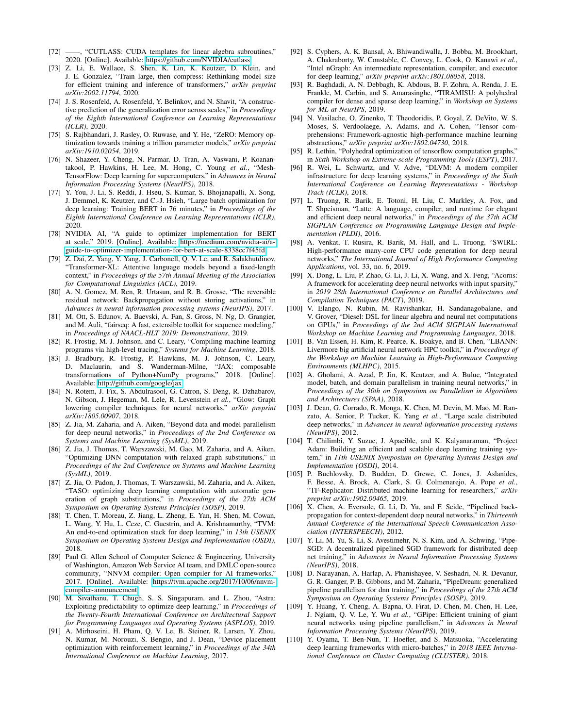[72] ——, "CUTLASS: CUDA templates for linear algebra subroutines," 2020. [Online]. Available: https://github.com/NVIDIA/cutlass

[73] Z. Li, E. Wallace, S. Shen, K. Lin, K. Keutzer, D. Klein, and J. E. Gonzalez, "Train large, then compress: Rethinking model size for efficient training and inference of transformers," *arXiv preprint arXiv:2002.11794*, 2020.

[74] J. S. Rosenfeld, A. Rosenfeld, Y. Belinkov, and N. Shavit, "A constructive prediction of the generalization error across scales," in *Proceedings of the Eighth International Conference on Learning Representations (ICLR)*, 2020.

[75] S. Rajbhandari, J. Rasley, O. Ruwase, and Y. He, "ZeRO: Memory optimization towards training a trillion parameter models," *arXiv preprint arXiv:1910.02054*, 2019.

[76] N. Shazeer, Y. Cheng, N. Parmar, D. Tran, A. Vaswani, P. Koanantakool, P. Hawkins, H. Lee, M. Hong, C. Young *et al.*, "Mesh-TensorFlow: Deep learning for supercomputers," in *Advances in Neural Information Processing Systems (NeurIPS)*, 2018.

[77] Y. You, J. Li, S. Reddi, J. Hseu, S. Kumar, S. Bhojanapalli, X. Song, J. Demmel, K. Keutzer, and C.-J. Hsieh, "Large batch optimization for deep learning: Training BERT in 76 minutes," in *Proceedings of the Eighth International Conference on Learning Representations (ICLR)*, 2020.

[78] NVIDIA AI, "A guide to optimizer implementation for BERT at scale," 2019. [Online]. Available: https://medium.com/nvidia-ai/a-guide-to-optimizer-implementation-for-bert-at-scale-8338cc7f45fd

[79] Z. Dai, Z. Yang, Y. Yang, J. Carbonell, Q. V. Le, and R. Salakhutdinov, "Transformer-XL: Attentive language models beyond a fixed-length context," in *Proceedings of the 57th Annual Meeting of the Association for Computational Linguistics (ACL)*, 2019.

[80] A. N. Gomez, M. Ren, R. Urtasun, and R. B. Grosse, "The reversible residual network: Backpropagation without storing activations," in *Advances in neural information processing systems (NeurIPS)*, 2017.

[81] M. Ott, S. Edunov, A. Baevski, A. Fan, S. Gross, N. Ng, D. Grangier, and M. Auli, "fairseq: A fast, extensible toolkit for sequence modeling," in *Proceedings of NAACL-HLT 2019: Demonstrations*, 2019.

[82] R. Frostig, M. J. Johnson, and C. Leary, "Compiling machine learning programs via high-level tracing," *Systems for Machine Learning*, 2018.

[83] J. Bradbury, R. Frostig, P. Hawkins, M. J. Johnson, C. Leary, D. Maclaurin, and S. Wanderman-Milne, "JAX: composable transformations of Python+NumPy programs," 2018. [Online]. Available: http://github.com/google/jax

[84] N. Rotem, J. Fix, S. Abdulrasool, G. Catron, S. Deng, R. Dzhabarov, N. Gibson, J. Hegeman, M. Lele, R. Levenstein *et al.*, "Glow: Graph lowering compiler techniques for neural networks," *arXiv preprint arXiv:1805.00907*, 2018.

[85] Z. Jia, M. Zaharia, and A. Aiken, "Beyond data and model parallelism for deep neural networks," in *Proceedings of the 2nd Conference on Systems and Machine Learning (SysML)*, 2019.

[86] Z. Jia, J. Thomas, T. Warszawski, M. Gao, M. Zaharia, and A. Aiken, "Optimizing DNN computation with relaxed graph substitutions," in *Proceedings of the 2nd Conference on Systems and Machine Learning (SysML)*, 2019.

[87] Z. Jia, O. Padon, J. Thomas, T. Warszawski, M. Zaharia, and A. Aiken, "TASO: optimizing deep learning computation with automatic generation of graph substitutions," in *Proceedings of the 27th ACM Symposium on Operating Systems Principles (SOSP)*, 2019.

[88] T. Chen, T. Moreau, Z. Jiang, L. Zheng, E. Yan, H. Shen, M. Cowan, L. Wang, Y. Hu, L. Ceze, C. Guestrin, and A. Krishnamurthy, "TVM: An end-to-end optimization stack for deep learning," in *13th USENIX Symposium on Operating Systems Design and Implementation (OSDI)*, 2018.

[89] Paul G. Allen School of Computer Science & Engineering, University of Washington, Amazon Web Service AI team, and DMLC open-source community, "NNVM compiler: Open compiler for AI frameworks," 2017. [Online]. Available: https://tvm.apache.org/2017/10/06/nnvm-compiler-announcement

[90] M. Sivathanu, T. Chugh, S. S. Singapuram, and L. Zhou, "Astra: Exploiting predictability to optimize deep learning," in *Proceedings of the Twenty-Fourth International Conference on Architectural Support for Programming Languages and Operating Systems (ASPLOS)*, 2019.

[91] A. Mirhoseini, H. Pham, Q. V. Le, B. Steiner, R. Larsen, Y. Zhou, N. Kumar, M. Norouzi, S. Bengio, and J. Dean, "Device placement optimization with reinforcement learning," in *Proceedings of the 34th International Conference on Machine Learning*, 2017.

[92] S. Cyphers, A. K. Bansal, A. Bhiwandiwalla, J. Bobba, M. Brookhart, A. Chakraborty, W. Constable, C. Convey, L. Cook, O. Kanawi *et al.*, "Intel nGraph: An intermediate representation, compiler, and executor for deep learning," *arXiv preprint arXiv:1801.08058*, 2018.

[93] R. Baghdadi, A. N. Debbagh, K. Abdous, B. F. Zohra, A. Renda, J. E. Frankle, M. Carbin, and S. Amarasinghe, "TIRAMISU: A polyhedral compiler for dense and sparse deep learning," in *Workshop on Systems for ML at NeurIPS*, 2019.

[94] N. Vasilache, O. Zinenko, T. Theodoridis, P. Goyal, Z. DeVito, W. S. Moses, S. Verdoolaege, A. Adams, and A. Cohen, "Tensor comprehensions: Framework-agnostic high-performance machine learning abstractions," *arXiv preprint arXiv:1802.04730*, 2018.

[95] R. Lethin, "Polyhedral optimization of tensorflow computation graphs," in *Sixth Workshop on Extreme-scale Programming Tools (ESPT)*, 2017.

[96] R. Wei, L. Schwartz, and V. Adve, "DLVM: A modern compiler infrastructure for deep learning systems," in *Proceedings of the Sixth International Conference on Learning Representations - Workshop Track (ICLR)*, 2018.

[97] L. Truong, R. Barik, E. Totoni, H. Liu, C. Markley, A. Fox, and T. Shpeisman, "Latte: A language, compiler, and runtime for elegant and efficient deep neural networks," in *Proceedings of the 37th ACM SIGPLAN Conference on Programming Language Design and Implementation (PLDI)*, 2016.

[98] A. Venkat, T. Rusira, R. Barik, M. Hall, and L. Truong, "SWIRL: High-performance many-core CPU code generation for deep neural networks," *The International Journal of High Performance Computing Applications*, vol. 33, no. 6, 2019.

[99] X. Dong, L. Liu, P. Zhao, G. Li, J. Li, X. Wang, and X. Feng, "Acorns: A framework for accelerating deep neural networks with input sparsity," in *2019 28th International Conference on Parallel Architectures and Compilation Techniques (PACT)*, 2019.

[100] V. Elango, N. Rubin, M. Ravishankar, H. Sandanagobalane, and V. Grover, "Diesel: DSL for linear algebra and neural net computations on GPUs," in *Proceedings of the 2nd ACM SIGPLAN International Workshop on Machine Learning and Programming Languages*, 2018.

[101] B. Van Essen, H. Kim, R. Pearce, K. Boakye, and B. Chen, "LBANN: Livermore big artificial neural network HPC toolkit," in *Proceedings of the Workshop on Machine Learning in High-Performance Computing Environments (MLHPC)*, 2015.

[102] A. Gholami, A. Azad, P. Jin, K. Keutzer, and A. Buluc, "Integrated model, batch, and domain parallelism in training neural networks," in *Proceedings of the 30th on Symposium on Parallelism in Algorithms and Architectures (SPAA)*, 2018.

[103] J. Dean, G. Corrado, R. Monga, K. Chen, M. Devin, M. Mao, M. Ranzato, A. Senior, P. Tucker, K. Yang *et al.*, "Large scale distributed deep networks," in *Advances in neural information processing systems (NeurIPS)*, 2012.

[104] T. Chilimbi, Y. Suzue, J. Apacible, and K. Kalyanaraman, "Project Adam: Building an efficient and scalable deep learning training system," in *11th USENIX Symposium on Operating Systems Design and Implementation (OSDI)*, 2014.

[105] P. Buchlovsky, D. Budden, D. Grewe, C. Jones, J. Aslanides, F. Besse, A. Brock, A. Clark, S. G. Colmenarejo, A. Pope *et al.*, "TF-Replicator: Distributed machine learning for researchers," *arXiv preprint arXiv:1902.00465*, 2019.

[106] X. Chen, A. Eversole, G. Li, D. Yu, and F. Seide, "Pipelined back-propagation for context-dependent deep neural networks," in *Thirteenth Annual Conference of the International Speech Communication Association (INTERSPEECH)*, 2012.

[107] Y. Li, M. Yu, S. Li, S. Avestimehr, N. S. Kim, and A. Schwing, "Pipe-SGD: A decentralized pipelined SGD framework for distributed deep net training," in *Advances in Neural Information Processing Systems (NeurIPS)*, 2018.

[108] D. Narayanan, A. Harlap, A. Phanishayee, V. Seshadri, N. R. Devanur, G. R. Ganger, P. B. Gibbons, and M. Zaharia, "PipeDream: generalized pipeline parallelism for dnn training," in *Proceedings of the 27th ACM Symposium on Operating Systems Principles (SOSP)*, 2019.

[109] Y. Huang, Y. Cheng, A. Bapna, O. Firat, D. Chen, M. Chen, H. Lee, J. Ngiam, Q. V. Le, Y. Wu *et al.*, "GPipe: Efficient training of giant neural networks using pipeline parallelism," in *Advances in Neural Information Processing Systems (NeurIPS)*, 2019.

[110] Y. Oyama, T. Ben-Nun, T. Hoefler, and S. Matsuoka, "Accelerating deep learning frameworks with micro-batches," in *2018 IEEE International Conference on Cluster Computing (CLUSTER)*, 2018.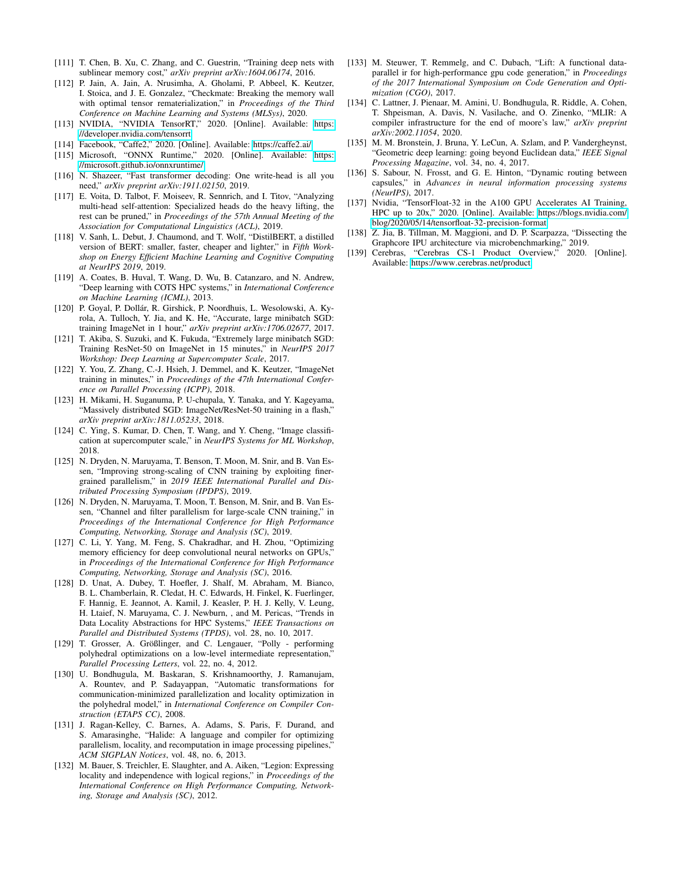[111] T. Chen, B. Xu, C. Zhang, and C. Guestrin, "Training deep nets with sublinear memory cost," *arXiv preprint arXiv:1604.06174*, 2016.

[112] P. Jain, A. Jain, A. Nrusimha, A. Gholami, P. Abbeel, K. Keutzer, I. Stoica, and J. E. Gonzalez, "Checkmate: Breaking the memory wall with optimal tensor rematerialization," in *Proceedings of the Third Conference on Machine Learning and Systems (MLSys)*, 2020.

[113] NVIDIA, "NVIDIA TensorRT," 2020. [Online]. Available: https://developer.nvidia.com/tensorrt

[114] Facebook, "Caffe2," 2020. [Online]. Available: https://caffe2.ai/

[115] Microsoft, "ONNX Runtime," 2020. [Online]. Available: https://microsoft.github.io/onnxruntime/

[116] N. Shazeer, "Fast transformer decoding: One write-head is all you need," *arXiv preprint arXiv:1911.02150*, 2019.

[117] E. Voita, D. Talbot, F. Moiseev, R. Sennrich, and I. Titov, "Analyzing multi-head self-attention: Specialized heads do the heavy lifting, the rest can be pruned," in *Proceedings of the 57th Annual Meeting of the Association for Computational Linguistics (ACL)*, 2019.

[118] V. Sanh, L. Debut, J. Chaumond, and T. Wolf, "DistilBERT, a distilled version of BERT: smaller, faster, cheaper and lighter," in *Fifth Workshop on Energy Efficient Machine Learning and Cognitive Computing at NeurIPS 2019*, 2019.

[119] A. Coates, B. Huval, T. Wang, D. Wu, B. Catanzaro, and N. Andrew, "Deep learning with COTS HPC systems," in *International Conference on Machine Learning (ICML)*, 2013.

[120] P. Goyal, P. Dollár, R. Girshick, P. Noordhuis, L. Wesolowski, A. Kyrola, A. Tulloch, Y. Jia, and K. He, "Accurate, large minibatch SGD: training ImageNet in 1 hour," *arXiv preprint arXiv:1706.02677*, 2017.

[121] T. Akiba, S. Suzuki, and K. Fukuda, "Extremely large minibatch SGD: Training ResNet-50 on ImageNet in 15 minutes," in *NeurIPS 2017 Workshop: Deep Learning at Supercomputer Scale*, 2017.

[122] Y. You, Z. Zhang, C.-J. Hsieh, J. Demmel, and K. Keutzer, "ImageNet training in minutes," in *Proceedings of the 47th International Conference on Parallel Processing (ICPP)*, 2018.

[123] H. Mikami, H. Suganuma, P. U-chupala, Y. Tanaka, and Y. Kageyama, "Massively distributed SGD: ImageNet/ResNet-50 training in a flash," *arXiv preprint arXiv:1811.05233*, 2018.

[124] C. Ying, S. Kumar, D. Chen, T. Wang, and Y. Cheng, "Image classification at supercomputer scale," in *NeurIPS Systems for ML Workshop*, 2018.

[125] N. Dryden, N. Maruyama, T. Benson, T. Moon, M. Snir, and B. Van Essen, "Improving strong-scaling of CNN training by exploiting finer-grained parallelism," in *2019 IEEE International Parallel and Distributed Processing Symposium (IPDPS)*, 2019.

[126] N. Dryden, N. Maruyama, T. Moon, T. Benson, M. Snir, and B. Van Essen, "Channel and filter parallelism for large-scale CNN training," in *Proceedings of the International Conference for High Performance Computing, Networking, Storage and Analysis (SC)*, 2019.

[127] C. Li, Y. Yang, M. Feng, S. Chakradhar, and H. Zhou, "Optimizing memory efficiency for deep convolutional neural networks on GPUs," in *Proceedings of the International Conference for High Performance Computing, Networking, Storage and Analysis (SC)*, 2016.

[128] D. Unat, A. Dubey, T. Hoefler, J. Shalf, M. Abraham, M. Bianco, B. L. Chamberlain, R. Cledat, H. C. Edwards, H. Finkel, K. Fuerlinger, F. Hannig, E. Jeannot, A. Kamil, J. Keasler, P. H. J. Kelly, V. Leung, H. Ltaief, N. Maruyama, C. J. Newburn, , and M. Pericas, "Trends in Data Locality Abstractions for HPC Systems," *IEEE Transactions on Parallel and Distributed Systems (TPDS)*, vol. 28, no. 10, 2017.

[129] T. Grosser, A. Größlinger, and C. Lengauer, "Polly - performing polyhedral optimizations on a low-level intermediate representation," *Parallel Processing Letters*, vol. 22, no. 4, 2012.

[130] U. Bondhugula, M. Baskaran, S. Krishnamoorthy, J. Ramanujam, A. Rountev, and P. Sadayappan, "Automatic transformations for communication-minimized parallelization and locality optimization in the polyhedral model," in *International Conference on Compiler Construction (ETAPS CC)*, 2008.

[131] J. Ragan-Kelley, C. Barnes, A. Adams, S. Paris, F. Durand, and S. Amarasinghe, "Halide: A language and compiler for optimizing parallelism, locality, and recomputation in image processing pipelines," *ACM SIGPLAN Notices*, vol. 48, no. 6, 2013.

[132] M. Bauer, S. Treichler, E. Slaughter, and A. Aiken, "Legion: Expressing locality and independence with logical regions," in *Proceedings of the International Conference on High Performance Computing, Networking, Storage and Analysis (SC)*, 2012.

[133] M. Steuwer, T. Remmelg, and C. Dubach, "Lift: A functional data-parallel ir for high-performance gpu code generation," in *Proceedings of the 2017 International Symposium on Code Generation and Optimization (CGO)*, 2017.

[134] C. Lattner, J. Pienaar, M. Amini, U. Bondhugula, R. Riddle, A. Cohen, T. Shpeisman, A. Davis, N. Vasilache, and O. Zinenko, "MLIR: A compiler infrastructure for the end of moore's law," *arXiv preprint arXiv:2002.11054*, 2020.

[135] M. M. Bronstein, J. Bruna, Y. LeCun, A. Szlam, and P. Vandergheynst, "Geometric deep learning: going beyond Euclidean data," *IEEE Signal Processing Magazine*, vol. 34, no. 4, 2017.

[136] S. Sabour, N. Frosst, and G. E. Hinton, "Dynamic routing between capsules," in *Advances in neural information processing systems (NeurIPS)*, 2017.

[137] Nvidia, "TensorFloat-32 in the A100 GPU Accelerates AI Training, HPC up to 20x," 2020. [Online]. Available: https://blogs.nvidia.com/blog/2020/05/14/tensorfloat-32-precision-format

[138] Z. Jia, B. Tillman, M. Maggioni, and D. P. Scarpazza, "Dissecting the Graphcore IPU architecture via microbenchmarking," 2019.

[139] Cerebras, "Cerebras CS-1 Product Overview," 2020. [Online]. Available: https://www.cerebras.net/product